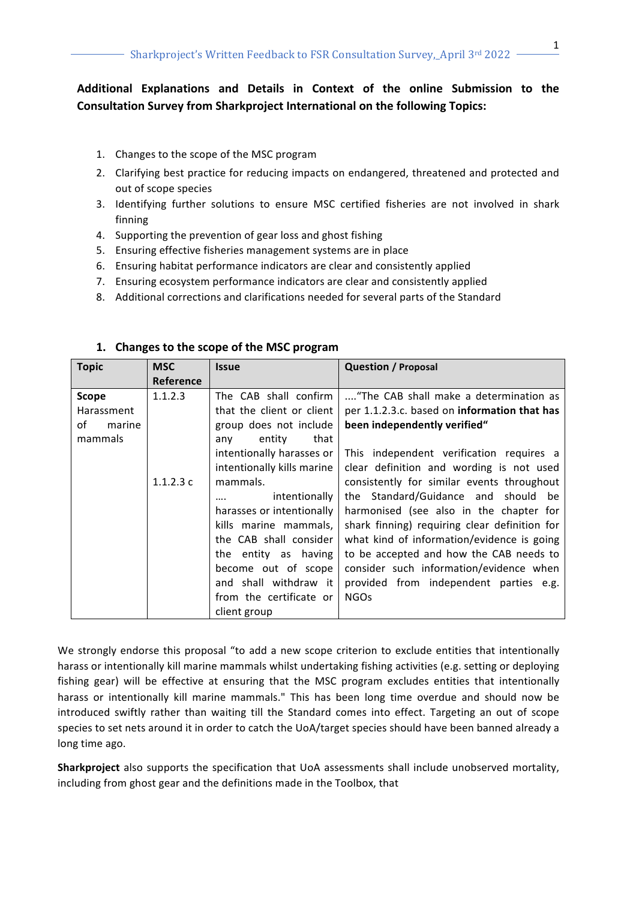**Additional Explanations and Details in Context of the online Submission to the Consultation Survey from Sharkproject International on the following Topics:**

1. Changes to the scope of the MSC program
2. Clarifying best practice for reducing impacts on endangered, threatened and protected and out of scope species
3. Identifying further solutions to ensure MSC certified fisheries are not involved in shark finning
4. Supporting the prevention of gear loss and ghost fishing
5. Ensuring effective fisheries management systems are in place
6. Ensuring habitat performance indicators are clear and consistently applied
7. Ensuring ecosystem performance indicators are clear and consistently applied
8. Additional corrections and clarifications needed for several parts of the Standard

## 1. Changes to the scope of the MSC program

| Topic | MSC Reference | Issue | Question / Proposal |
|---|---|---|---|
| **Scope** Harassment of marine mammals | 1.1.2.3<br><br>1.1.2.3 c | The CAB shall confirm that the client or client group does not include any entity that intentionally harasses or intentionally kills marine mammals.<br>.... intentionally harasses or intentionally kills marine mammals, the CAB shall consider the entity as having become out of scope and shall withdraw it from the certificate or client group | ...."The CAB shall make a determination as per 1.1.2.3.c. based on **information that has been independently verified"**<br><br>This independent verification requires a clear definition and wording is not used consistently for similar events throughout the Standard/Guidance and should be harmonised (see also in the chapter for shark finning) requiring clear definition for what kind of information/evidence is going to be accepted and how the CAB needs to consider such information/evidence when provided from independent parties e.g. NGOs |

We strongly endorse this proposal "to add a new scope criterion to exclude entities that intentionally harass or intentionally kill marine mammals whilst undertaking fishing activities (e.g. setting or deploying fishing gear) will be effective at ensuring that the MSC program excludes entities that intentionally harass or intentionally kill marine mammals." This has been long time overdue and should now be introduced swiftly rather than waiting till the Standard comes into effect. Targeting an out of scope species to set nets around it in order to catch the UoA/target species should have been banned already a long time ago.

**Sharkproject** also supports the specification that UoA assessments shall include unobserved mortality, including from ghost gear and the definitions made in the Toolbox, that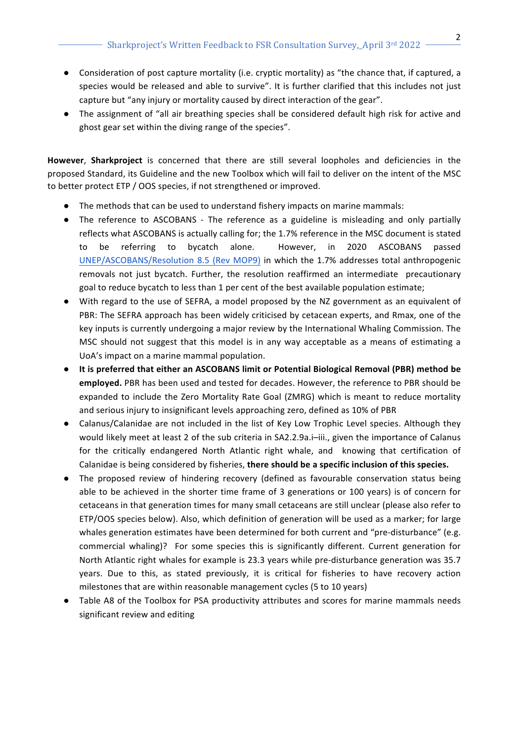- Consideration of post capture mortality (i.e. cryptic mortality) as "the chance that, if captured, a species would be released and able to survive". It is further clarified that this includes not just capture but "any injury or mortality caused by direct interaction of the gear".
- The assignment of "all air breathing species shall be considered default high risk for active and ghost gear set within the diving range of the species".

**However**, **Sharkproject** is concerned that there are still several loopholes and deficiencies in the proposed Standard, its Guideline and the new Toolbox which will fail to deliver on the intent of the MSC to better protect ETP / OOS species, if not strengthened or improved.

- The methods that can be used to understand fishery impacts on marine mammals:
- The reference to ASCOBANS - The reference as a guideline is misleading and only partially reflects what ASCOBANS is actually calling for; the 1.7% reference in the MSC document is stated to be referring to bycatch alone. However, in 2020 ASCOBANS passed UNEP/ASCOBANS/Resolution 8.5 (Rev MOP9) in which the 1.7% addresses total anthropogenic removals not just bycatch. Further, the resolution reaffirmed an intermediate precautionary goal to reduce bycatch to less than 1 per cent of the best available population estimate;
- With regard to the use of SEFRA, a model proposed by the NZ government as an equivalent of PBR: The SEFRA approach has been widely criticised by cetacean experts, and Rmax, one of the key inputs is currently undergoing a major review by the International Whaling Commission. The MSC should not suggest that this model is in any way acceptable as a means of estimating a UoA's impact on a marine mammal population.
- **It is preferred that either an ASCOBANS limit or Potential Biological Removal (PBR) method be employed.** PBR has been used and tested for decades. However, the reference to PBR should be expanded to include the Zero Mortality Rate Goal (ZMRG) which is meant to reduce mortality and serious injury to insignificant levels approaching zero, defined as 10% of PBR
- Calanus/Calanidae are not included in the list of Key Low Trophic Level species. Although they would likely meet at least 2 of the sub criteria in SA2.2.9a.i–iii., given the importance of Calanus for the critically endangered North Atlantic right whale, and knowing that certification of Calanidae is being considered by fisheries, **there should be a specific inclusion of this species.**
- The proposed review of hindering recovery (defined as favourable conservation status being able to be achieved in the shorter time frame of 3 generations or 100 years) is of concern for cetaceans in that generation times for many small cetaceans are still unclear (please also refer to ETP/OOS species below). Also, which definition of generation will be used as a marker; for large whales generation estimates have been determined for both current and "pre-disturbance" (e.g. commercial whaling)? For some species this is significantly different. Current generation for North Atlantic right whales for example is 23.3 years while pre-disturbance generation was 35.7 years. Due to this, as stated previously, it is critical for fisheries to have recovery action milestones that are within reasonable management cycles (5 to 10 years)
- Table A8 of the Toolbox for PSA productivity attributes and scores for marine mammals needs significant review and editing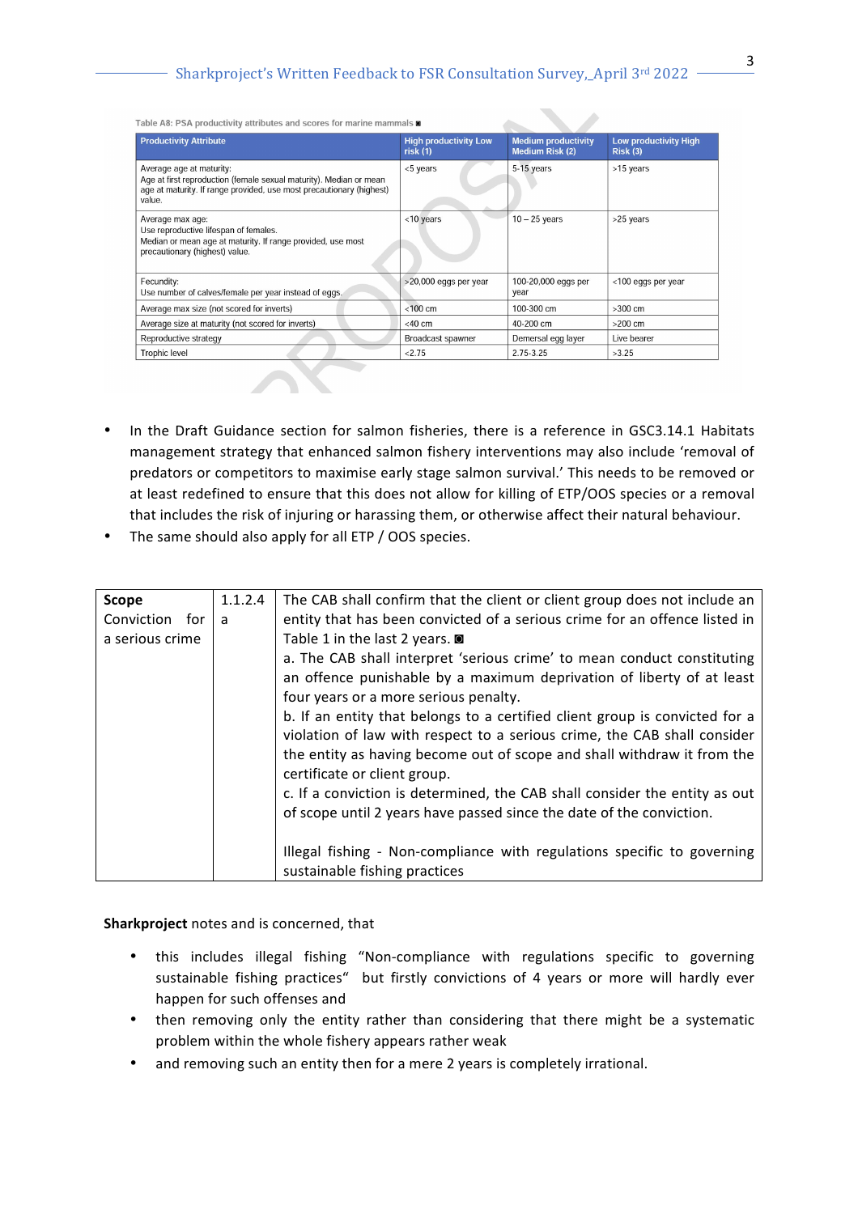Table A8: PSA productivity attributes and scores for marine mammals ◙

| Productivity Attribute | High productivity Low risk (1) | Medium productivity Medium Risk (2) | Low productivity High Risk (3) |
|---|---|---|---|
| Average age at maturity:<br>Age at first reproduction (female sexual maturity). Median or mean age at maturity. If range provided, use most precautionary (highest) value. | <5 years | 5-15 years | >15 years |
| Average max age:<br>Use reproductive lifespan of females.<br>Median or mean age at maturity. If range provided, use most precautionary (highest) value. | <10 years | 10 – 25 years | >25 years |
| Fecundity:<br>Use number of calves/female per year instead of eggs. | >20,000 eggs per year | 100-20,000 eggs per year | <100 eggs per year |
| Average max size (not scored for inverts) | <100 cm | 100-300 cm | >300 cm |
| Average size at maturity (not scored for inverts) | <40 cm | 40-200 cm | >200 cm |
| Reproductive strategy | Broadcast spawner | Demersal egg layer | Live bearer |
| Trophic level | <2.75 | 2.75-3.25 | >3.25 |

- In the Draft Guidance section for salmon fisheries, there is a reference in GSC3.14.1 Habitats management strategy that enhanced salmon fishery interventions may also include 'removal of predators or competitors to maximise early stage salmon survival.' This needs to be removed or at least redefined to ensure that this does not allow for killing of ETP/OOS species or a removal that includes the risk of injuring or harassing them, or otherwise affect their natural behaviour.
- The same should also apply for all ETP / OOS species.

| **Scope**<br>Conviction for a serious crime | 1.1.2.4 a | The CAB shall confirm that the client or client group does not include an entity that has been convicted of a serious crime for an offence listed in Table 1 in the last 2 years. ◙<br>a. The CAB shall interpret 'serious crime' to mean conduct constituting an offence punishable by a maximum deprivation of liberty of at least four years or a more serious penalty.<br>b. If an entity that belongs to a certified client group is convicted for a violation of law with respect to a serious crime, the CAB shall consider the entity as having become out of scope and shall withdraw it from the certificate or client group.<br>c. If a conviction is determined, the CAB shall consider the entity as out of scope until 2 years have passed since the date of the conviction.<br><br>Illegal fishing - Non-compliance with regulations specific to governing sustainable fishing practices |
|---|---|---|

**Sharkproject** notes and is concerned, that

- this includes illegal fishing "Non-compliance with regulations specific to governing sustainable fishing practices" but firstly convictions of 4 years or more will hardly ever happen for such offenses and
- then removing only the entity rather than considering that there might be a systematic problem within the whole fishery appears rather weak
- and removing such an entity then for a mere 2 years is completely irrational.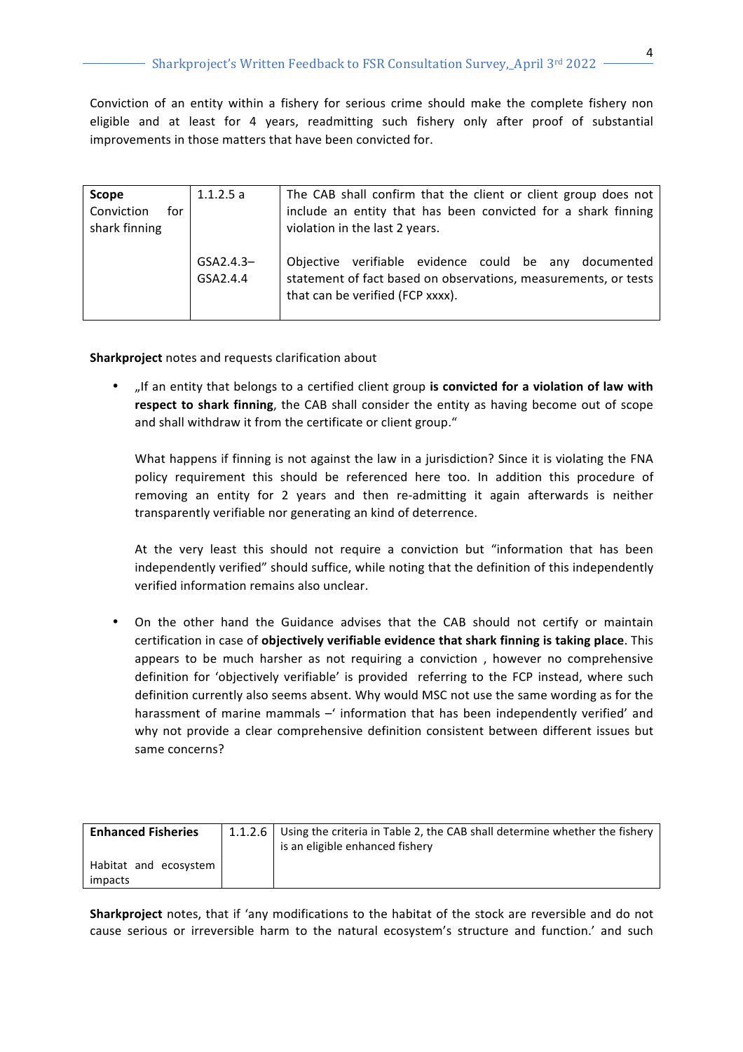Conviction of an entity within a fishery for serious crime should make the complete fishery non eligible and at least for 4 years, readmitting such fishery only after proof of substantial improvements in those matters that have been convicted for.

| **Scope** Conviction for shark finning | 1.1.2.5 a | The CAB shall confirm that the client or client group does not include an entity that has been convicted for a shark finning violation in the last 2 years. |
|---|---|---|
| | GSA2.4.3–GSA2.4.4 | Objective verifiable evidence could be any documented statement of fact based on observations, measurements, or tests that can be verified (FCP xxxx). |

**Sharkproject** notes and requests clarification about

- „If an entity that belongs to a certified client group **is convicted for a violation of law with respect to shark finning**, the CAB shall consider the entity as having become out of scope and shall withdraw it from the certificate or client group."

  What happens if finning is not against the law in a jurisdiction? Since it is violating the FNA policy requirement this should be referenced here too. In addition this procedure of removing an entity for 2 years and then re-admitting it again afterwards is neither transparently verifiable nor generating an kind of deterrence.

  At the very least this should not require a conviction but "information that has been independently verified" should suffice, while noting that the definition of this independently verified information remains also unclear.

- On the other hand the Guidance advises that the CAB should not certify or maintain certification in case of **objectively verifiable evidence that shark finning is taking place**. This appears to be much harsher as not requiring a conviction , however no comprehensive definition for 'objectively verifiable' is provided referring to the FCP instead, where such definition currently also seems absent. Why would MSC not use the same wording as for the harassment of marine mammals –' information that has been independently verified' and why not provide a clear comprehensive definition consistent between different issues but same concerns?

| **Enhanced Fisheries** Habitat and ecosystem impacts | 1.1.2.6 | Using the criteria in Table 2, the CAB shall determine whether the fishery is an eligible enhanced fishery |
|---|---|---|

**Sharkproject** notes, that if 'any modifications to the habitat of the stock are reversible and do not cause serious or irreversible harm to the natural ecosystem's structure and function.' and such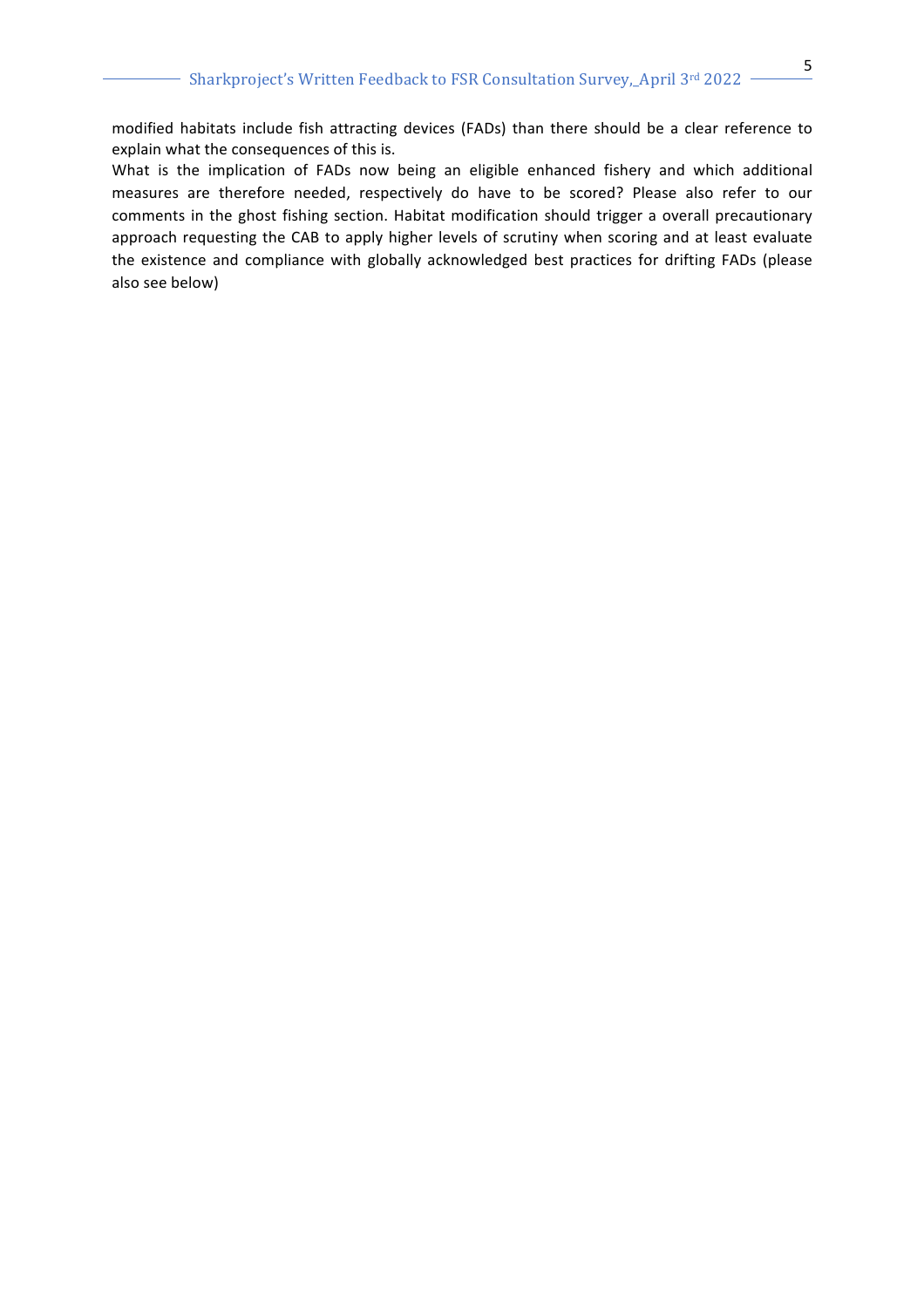modified habitats include fish attracting devices (FADs) than there should be a clear reference to explain what the consequences of this is.

What is the implication of FADs now being an eligible enhanced fishery and which additional measures are therefore needed, respectively do have to be scored? Please also refer to our comments in the ghost fishing section. Habitat modification should trigger a overall precautionary approach requesting the CAB to apply higher levels of scrutiny when scoring and at least evaluate the existence and compliance with globally acknowledged best practices for drifting FADs (please also see below)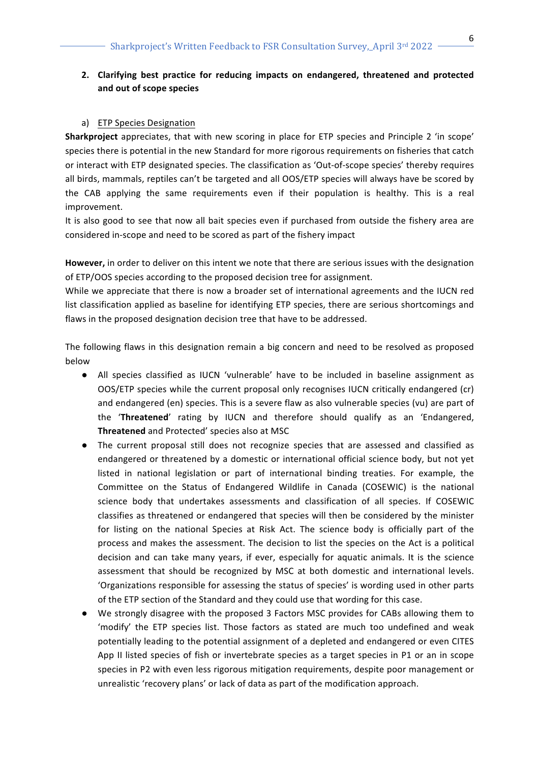2. **Clarifying best practice for reducing impacts on endangered, threatened and protected and out of scope species**

a) <u>ETP Species Designation</u>

**Sharkproject** appreciates, that with new scoring in place for ETP species and Principle 2 'in scope' species there is potential in the new Standard for more rigorous requirements on fisheries that catch or interact with ETP designated species. The classification as 'Out-of-scope species' thereby requires all birds, mammals, reptiles can't be targeted and all OOS/ETP species will always have be scored by the CAB applying the same requirements even if their population is healthy. This is a real improvement.

It is also good to see that now all bait species even if purchased from outside the fishery area are considered in-scope and need to be scored as part of the fishery impact

**However,** in order to deliver on this intent we note that there are serious issues with the designation of ETP/OOS species according to the proposed decision tree for assignment.

While we appreciate that there is now a broader set of international agreements and the IUCN red list classification applied as baseline for identifying ETP species, there are serious shortcomings and flaws in the proposed designation decision tree that have to be addressed.

The following flaws in this designation remain a big concern and need to be resolved as proposed below

- All species classified as IUCN 'vulnerable' have to be included in baseline assignment as OOS/ETP species while the current proposal only recognises IUCN critically endangered (cr) and endangered (en) species. This is a severe flaw as also vulnerable species (vu) are part of the '**Threatened**' rating by IUCN and therefore should qualify as an 'Endangered, **Threatened** and Protected' species also at MSC
- The current proposal still does not recognize species that are assessed and classified as endangered or threatened by a domestic or international official science body, but not yet listed in national legislation or part of international binding treaties. For example, the Committee on the Status of Endangered Wildlife in Canada (COSEWIC) is the national science body that undertakes assessments and classification of all species. If COSEWIC classifies as threatened or endangered that species will then be considered by the minister for listing on the national Species at Risk Act. The science body is officially part of the process and makes the assessment. The decision to list the species on the Act is a political decision and can take many years, if ever, especially for aquatic animals. It is the science assessment that should be recognized by MSC at both domestic and international levels. 'Organizations responsible for assessing the status of species' is wording used in other parts of the ETP section of the Standard and they could use that wording for this case.
- We strongly disagree with the proposed 3 Factors MSC provides for CABs allowing them to 'modify' the ETP species list. Those factors as stated are much too undefined and weak potentially leading to the potential assignment of a depleted and endangered or even CITES App II listed species of fish or invertebrate species as a target species in P1 or an in scope species in P2 with even less rigorous mitigation requirements, despite poor management or unrealistic 'recovery plans' or lack of data as part of the modification approach.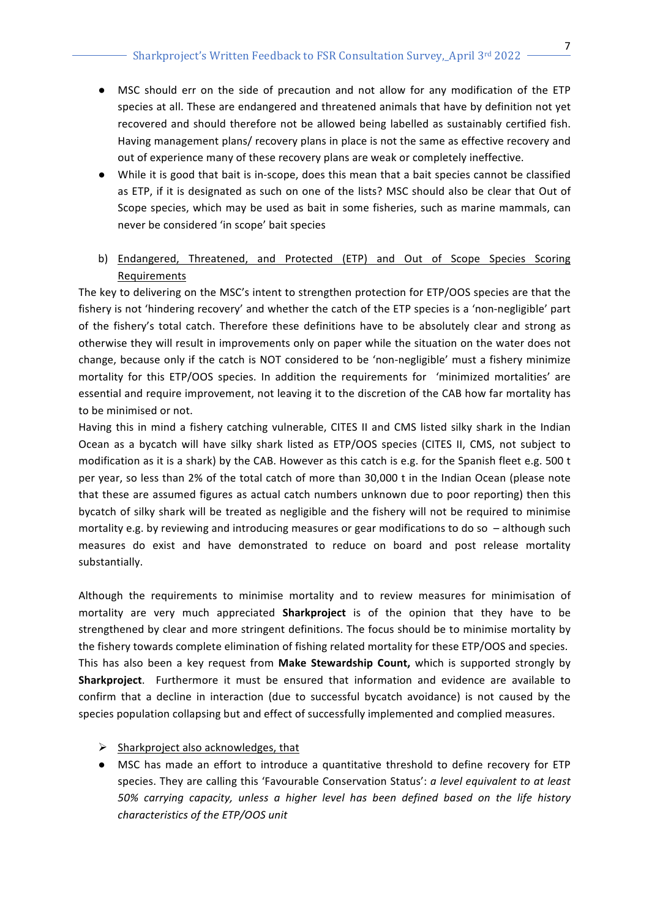- MSC should err on the side of precaution and not allow for any modification of the ETP species at all. These are endangered and threatened animals that have by definition not yet recovered and should therefore not be allowed being labelled as sustainably certified fish. Having management plans/ recovery plans in place is not the same as effective recovery and out of experience many of these recovery plans are weak or completely ineffective.
- While it is good that bait is in-scope, does this mean that a bait species cannot be classified as ETP, if it is designated as such on one of the lists? MSC should also be clear that Out of Scope species, which may be used as bait in some fisheries, such as marine mammals, can never be considered 'in scope' bait species

b) Endangered, Threatened, and Protected (ETP) and Out of Scope Species Scoring Requirements

The key to delivering on the MSC's intent to strengthen protection for ETP/OOS species are that the fishery is not 'hindering recovery' and whether the catch of the ETP species is a 'non-negligible' part of the fishery's total catch. Therefore these definitions have to be absolutely clear and strong as otherwise they will result in improvements only on paper while the situation on the water does not change, because only if the catch is NOT considered to be 'non-negligible' must a fishery minimize mortality for this ETP/OOS species. In addition the requirements for 'minimized mortalities' are essential and require improvement, not leaving it to the discretion of the CAB how far mortality has to be minimised or not.

Having this in mind a fishery catching vulnerable, CITES II and CMS listed silky shark in the Indian Ocean as a bycatch will have silky shark listed as ETP/OOS species (CITES II, CMS, not subject to modification as it is a shark) by the CAB. However as this catch is e.g. for the Spanish fleet e.g. 500 t per year, so less than 2% of the total catch of more than 30,000 t in the Indian Ocean (please note that these are assumed figures as actual catch numbers unknown due to poor reporting) then this bycatch of silky shark will be treated as negligible and the fishery will not be required to minimise mortality e.g. by reviewing and introducing measures or gear modifications to do so – although such measures do exist and have demonstrated to reduce on board and post release mortality substantially.

Although the requirements to minimise mortality and to review measures for minimisation of mortality are very much appreciated **Sharkproject** is of the opinion that they have to be strengthened by clear and more stringent definitions. The focus should be to minimise mortality by the fishery towards complete elimination of fishing related mortality for these ETP/OOS and species. This has also been a key request from **Make Stewardship Count,** which is supported strongly by **Sharkproject**. Furthermore it must be ensured that information and evidence are available to confirm that a decline in interaction (due to successful bycatch avoidance) is not caused by the species population collapsing but and effect of successfully implemented and complied measures.

- Sharkproject also acknowledges, that
- MSC has made an effort to introduce a quantitative threshold to define recovery for ETP species. They are calling this 'Favourable Conservation Status': *a level equivalent to at least 50% carrying capacity, unless a higher level has been defined based on the life history characteristics of the ETP/OOS unit*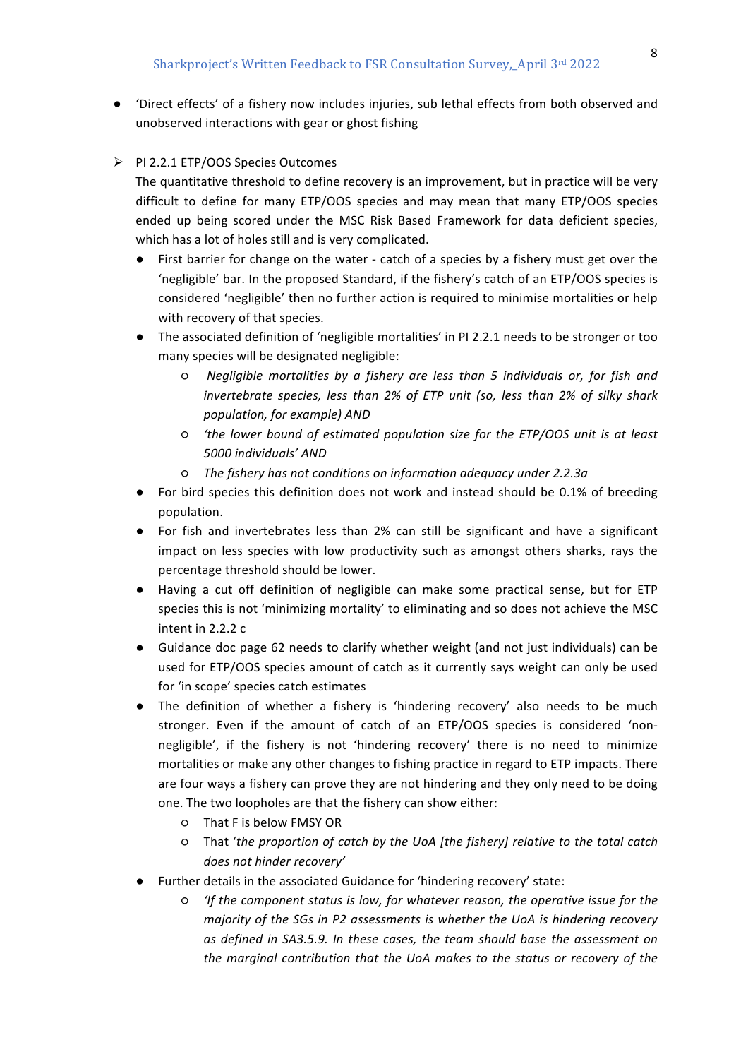- 'Direct effects' of a fishery now includes injuries, sub lethal effects from both observed and unobserved interactions with gear or ghost fishing

- PI 2.2.1 ETP/OOS Species Outcomes

  The quantitative threshold to define recovery is an improvement, but in practice will be very difficult to define for many ETP/OOS species and may mean that many ETP/OOS species ended up being scored under the MSC Risk Based Framework for data deficient species, which has a lot of holes still and is very complicated.

  - First barrier for change on the water - catch of a species by a fishery must get over the 'negligible' bar. In the proposed Standard, if the fishery's catch of an ETP/OOS species is considered 'negligible' then no further action is required to minimise mortalities or help with recovery of that species.
  - The associated definition of 'negligible mortalities' in PI 2.2.1 needs to be stronger or too many species will be designated negligible:
    - *Negligible mortalities by a fishery are less than 5 individuals or, for fish and invertebrate species, less than 2% of ETP unit (so, less than 2% of silky shark population, for example) AND*
    - *'the lower bound of estimated population size for the ETP/OOS unit is at least 5000 individuals' AND*
    - *The fishery has not conditions on information adequacy under 2.2.3a*
  - For bird species this definition does not work and instead should be 0.1% of breeding population.
  - For fish and invertebrates less than 2% can still be significant and have a significant impact on less species with low productivity such as amongst others sharks, rays the percentage threshold should be lower.
  - Having a cut off definition of negligible can make some practical sense, but for ETP species this is not 'minimizing mortality' to eliminating and so does not achieve the MSC intent in 2.2.2 c
  - Guidance doc page 62 needs to clarify whether weight (and not just individuals) can be used for ETP/OOS species amount of catch as it currently says weight can only be used for 'in scope' species catch estimates
  - The definition of whether a fishery is 'hindering recovery' also needs to be much stronger. Even if the amount of catch of an ETP/OOS species is considered 'non-negligible', if the fishery is not 'hindering recovery' there is no need to minimize mortalities or make any other changes to fishing practice in regard to ETP impacts. There are four ways a fishery can prove they are not hindering and they only need to be doing one. The two loopholes are that the fishery can show either:
    - That F is below FMSY OR
    - That '*the proportion of catch by the UoA [the fishery] relative to the total catch does not hinder recovery'*
  - Further details in the associated Guidance for 'hindering recovery' state:
    - *'If the component status is low, for whatever reason, the operative issue for the majority of the SGs in P2 assessments is whether the UoA is hindering recovery as defined in SA3.5.9. In these cases, the team should base the assessment on the marginal contribution that the UoA makes to the status or recovery of the*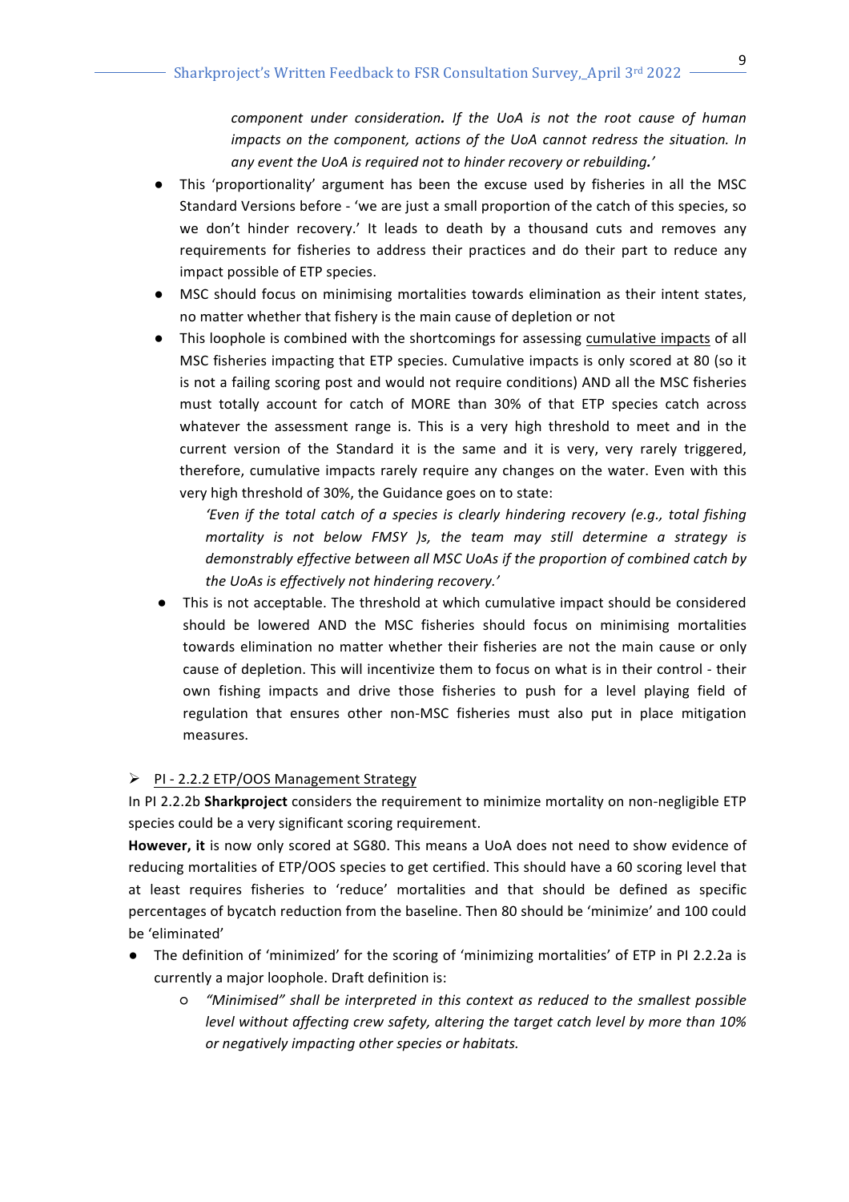> *component under consideration. If the UoA is not the root cause of human impacts on the component, actions of the UoA cannot redress the situation. In any event the UoA is required not to hinder recovery or rebuilding.'*

- This 'proportionality' argument has been the excuse used by fisheries in all the MSC Standard Versions before - 'we are just a small proportion of the catch of this species, so we don't hinder recovery.' It leads to death by a thousand cuts and removes any requirements for fisheries to address their practices and do their part to reduce any impact possible of ETP species.
- MSC should focus on minimising mortalities towards elimination as their intent states, no matter whether that fishery is the main cause of depletion or not
- This loophole is combined with the shortcomings for assessing <u>cumulative impacts</u> of all MSC fisheries impacting that ETP species. Cumulative impacts is only scored at 80 (so it is not a failing scoring post and would not require conditions) AND all the MSC fisheries must totally account for catch of MORE than 30% of that ETP species catch across whatever the assessment range is. This is a very high threshold to meet and in the current version of the Standard it is the same and it is very, very rarely triggered, therefore, cumulative impacts rarely require any changes on the water. Even with this very high threshold of 30%, the Guidance goes on to state:

  > *'Even if the total catch of a species is clearly hindering recovery (e.g., total fishing mortality is not below FMSY )s, the team may still determine a strategy is demonstrably effective between all MSC UoAs if the proportion of combined catch by the UoAs is effectively not hindering recovery.'*

- This is not acceptable. The threshold at which cumulative impact should be considered should be lowered AND the MSC fisheries should focus on minimising mortalities towards elimination no matter whether their fisheries are not the main cause or only cause of depletion. This will incentivize them to focus on what is in their control - their own fishing impacts and drive those fisheries to push for a level playing field of regulation that ensures other non-MSC fisheries must also put in place mitigation measures.

➢ <u>PI - 2.2.2 ETP/OOS Management Strategy</u>

In PI 2.2.2b **Sharkproject** considers the requirement to minimize mortality on non-negligible ETP species could be a very significant scoring requirement.

**However, it** is now only scored at SG80. This means a UoA does not need to show evidence of reducing mortalities of ETP/OOS species to get certified. This should have a 60 scoring level that at least requires fisheries to 'reduce' mortalities and that should be defined as specific percentages of bycatch reduction from the baseline. Then 80 should be 'minimize' and 100 could be 'eliminated'

- The definition of 'minimized' for the scoring of 'minimizing mortalities' of ETP in PI 2.2.2a is currently a major loophole. Draft definition is:
  - *"Minimised" shall be interpreted in this context as reduced to the smallest possible level without affecting crew safety, altering the target catch level by more than 10% or negatively impacting other species or habitats.*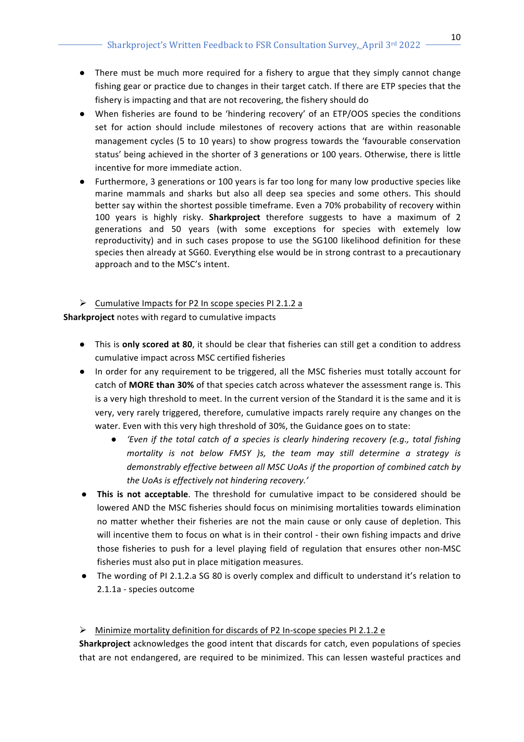- There must be much more required for a fishery to argue that they simply cannot change fishing gear or practice due to changes in their target catch. If there are ETP species that the fishery is impacting and that are not recovering, the fishery should do
- When fisheries are found to be 'hindering recovery' of an ETP/OOS species the conditions set for action should include milestones of recovery actions that are within reasonable management cycles (5 to 10 years) to show progress towards the 'favourable conservation status' being achieved in the shorter of 3 generations or 100 years. Otherwise, there is little incentive for more immediate action.
- Furthermore, 3 generations or 100 years is far too long for many low productive species like marine mammals and sharks but also all deep sea species and some others. This should better say within the shortest possible timeframe. Even a 70% probability of recovery within 100 years is highly risky. **Sharkproject** therefore suggests to have a maximum of 2 generations and 50 years (with some exceptions for species with extemely low reproductivity) and in such cases propose to use the SG100 likelihood definition for these species then already at SG60. Everything else would be in strong contrast to a precautionary approach and to the MSC's intent.

➢ Cumulative Impacts for P2 In scope species PI 2.1.2 a

**Sharkproject** notes with regard to cumulative impacts

- This is **only scored at 80**, it should be clear that fisheries can still get a condition to address cumulative impact across MSC certified fisheries
- In order for any requirement to be triggered, all the MSC fisheries must totally account for catch of **MORE than 30%** of that species catch across whatever the assessment range is. This is a very high threshold to meet. In the current version of the Standard it is the same and it is very, very rarely triggered, therefore, cumulative impacts rarely require any changes on the water. Even with this very high threshold of 30%, the Guidance goes on to state:
    - *'Even if the total catch of a species is clearly hindering recovery (e.g., total fishing mortality is not below FMSY )s, the team may still determine a strategy is demonstrably effective between all MSC UoAs if the proportion of combined catch by the UoAs is effectively not hindering recovery.'*
- **This is not acceptable**. The threshold for cumulative impact to be considered should be lowered AND the MSC fisheries should focus on minimising mortalities towards elimination no matter whether their fisheries are not the main cause or only cause of depletion. This will incentive them to focus on what is in their control - their own fishing impacts and drive those fisheries to push for a level playing field of regulation that ensures other non-MSC fisheries must also put in place mitigation measures.
- The wording of PI 2.1.2.a SG 80 is overly complex and difficult to understand it's relation to 2.1.1a - species outcome

➢ Minimize mortality definition for discards of P2 In-scope species PI 2.1.2 e

**Sharkproject** acknowledges the good intent that discards for catch, even populations of species that are not endangered, are required to be minimized. This can lessen wasteful practices and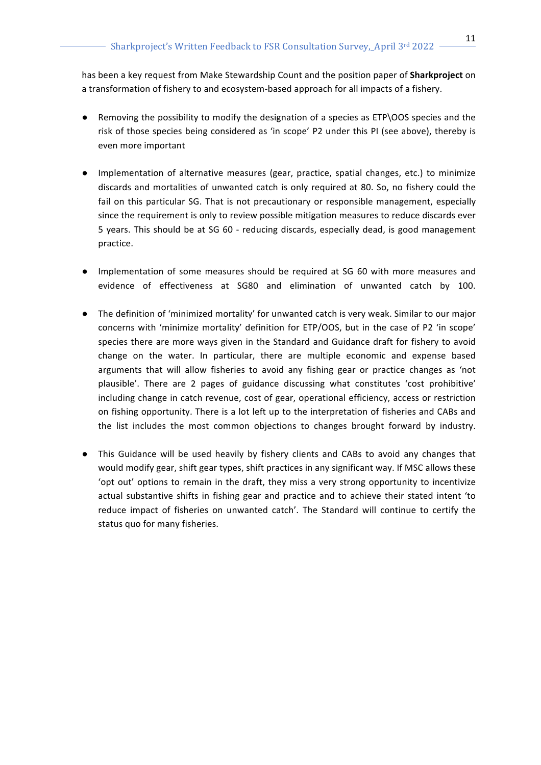has been a key request from Make Stewardship Count and the position paper of **Sharkproject** on a transformation of fishery to and ecosystem-based approach for all impacts of a fishery.

- Removing the possibility to modify the designation of a species as ETP\OOS species and the risk of those species being considered as 'in scope' P2 under this PI (see above), thereby is even more important

- Implementation of alternative measures (gear, practice, spatial changes, etc.) to minimize discards and mortalities of unwanted catch is only required at 80. So, no fishery could the fail on this particular SG. That is not precautionary or responsible management, especially since the requirement is only to review possible mitigation measures to reduce discards ever 5 years. This should be at SG 60 - reducing discards, especially dead, is good management practice.

- Implementation of some measures should be required at SG 60 with more measures and evidence of effectiveness at SG80 and elimination of unwanted catch by 100.

- The definition of 'minimized mortality' for unwanted catch is very weak. Similar to our major concerns with 'minimize mortality' definition for ETP/OOS, but in the case of P2 'in scope' species there are more ways given in the Standard and Guidance draft for fishery to avoid change on the water. In particular, there are multiple economic and expense based arguments that will allow fisheries to avoid any fishing gear or practice changes as 'not plausible'. There are 2 pages of guidance discussing what constitutes 'cost prohibitive' including change in catch revenue, cost of gear, operational efficiency, access or restriction on fishing opportunity. There is a lot left up to the interpretation of fisheries and CABs and the list includes the most common objections to changes brought forward by industry.

- This Guidance will be used heavily by fishery clients and CABs to avoid any changes that would modify gear, shift gear types, shift practices in any significant way. If MSC allows these 'opt out' options to remain in the draft, they miss a very strong opportunity to incentivize actual substantive shifts in fishing gear and practice and to achieve their stated intent 'to reduce impact of fisheries on unwanted catch'. The Standard will continue to certify the status quo for many fisheries.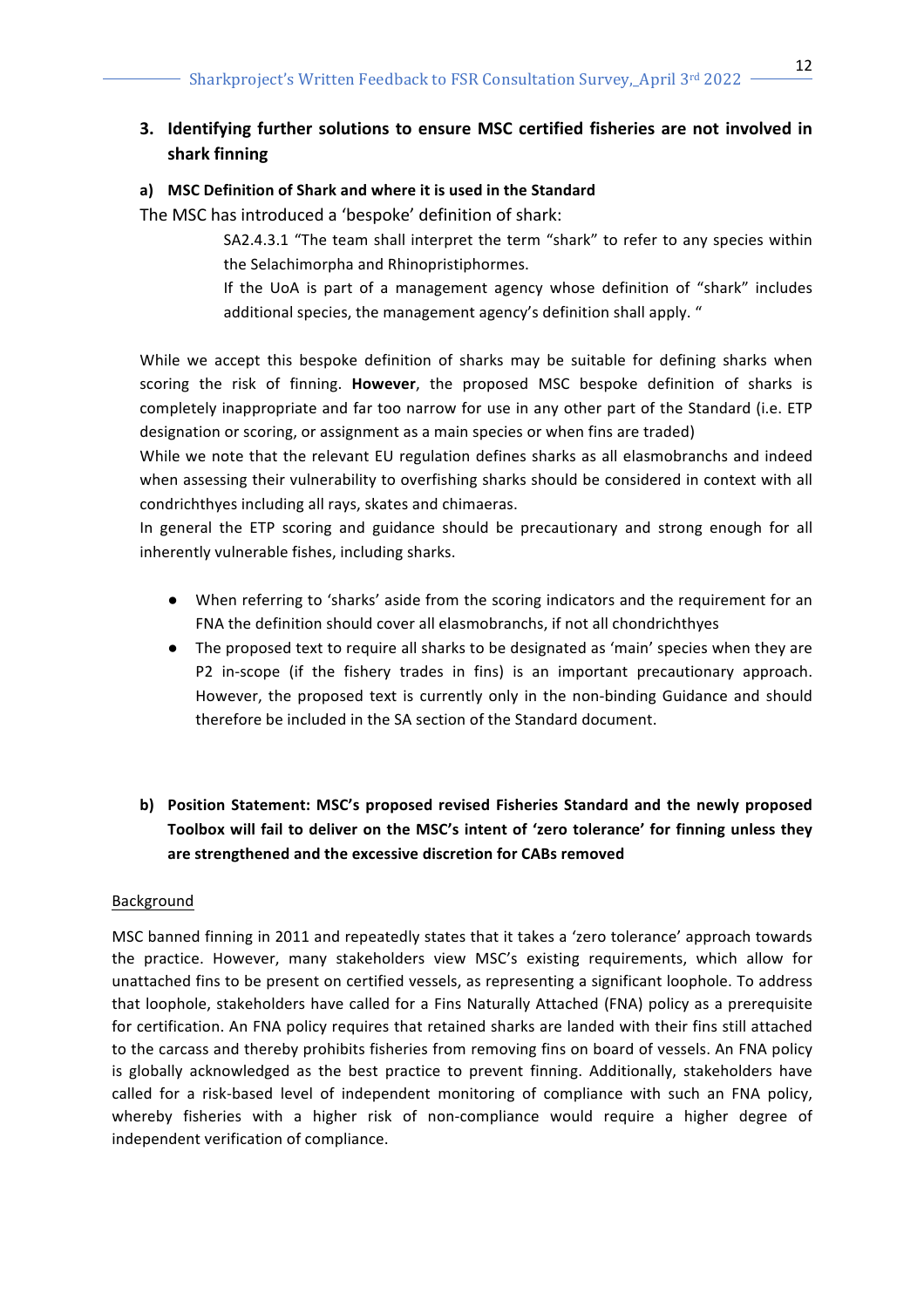## 3. Identifying further solutions to ensure MSC certified fisheries are not involved in shark finning

### a) MSC Definition of Shark and where it is used in the Standard

The MSC has introduced a 'bespoke' definition of shark:

> SA2.4.3.1 "The team shall interpret the term "shark" to refer to any species within the Selachimorpha and Rhinopristiphormes.
>
> If the UoA is part of a management agency whose definition of "shark" includes additional species, the management agency's definition shall apply. "

While we accept this bespoke definition of sharks may be suitable for defining sharks when scoring the risk of finning. **However**, the proposed MSC bespoke definition of sharks is completely inappropriate and far too narrow for use in any other part of the Standard (i.e. ETP designation or scoring, or assignment as a main species or when fins are traded)

While we note that the relevant EU regulation defines sharks as all elasmobranchs and indeed when assessing their vulnerability to overfishing sharks should be considered in context with all condrichthyes including all rays, skates and chimaeras.

In general the ETP scoring and guidance should be precautionary and strong enough for all inherently vulnerable fishes, including sharks.

- When referring to 'sharks' aside from the scoring indicators and the requirement for an FNA the definition should cover all elasmobranchs, if not all chondrichthyes
- The proposed text to require all sharks to be designated as 'main' species when they are P2 in-scope (if the fishery trades in fins) is an important precautionary approach. However, the proposed text is currently only in the non-binding Guidance and should therefore be included in the SA section of the Standard document.

### b) Position Statement: MSC's proposed revised Fisheries Standard and the newly proposed Toolbox will fail to deliver on the MSC's intent of 'zero tolerance' for finning unless they are strengthened and the excessive discretion for CABs removed

Background

MSC banned finning in 2011 and repeatedly states that it takes a 'zero tolerance' approach towards the practice. However, many stakeholders view MSC's existing requirements, which allow for unattached fins to be present on certified vessels, as representing a significant loophole. To address that loophole, stakeholders have called for a Fins Naturally Attached (FNA) policy as a prerequisite for certification. An FNA policy requires that retained sharks are landed with their fins still attached to the carcass and thereby prohibits fisheries from removing fins on board of vessels. An FNA policy is globally acknowledged as the best practice to prevent finning. Additionally, stakeholders have called for a risk-based level of independent monitoring of compliance with such an FNA policy, whereby fisheries with a higher risk of non-compliance would require a higher degree of independent verification of compliance.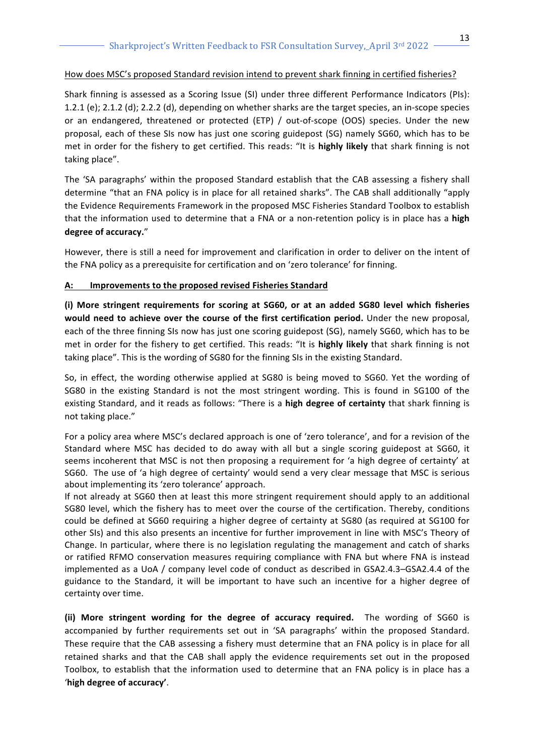How does MSC's proposed Standard revision intend to prevent shark finning in certified fisheries?

Shark finning is assessed as a Scoring Issue (SI) under three different Performance Indicators (PIs): 1.2.1 (e); 2.1.2 (d); 2.2.2 (d), depending on whether sharks are the target species, an in-scope species or an endangered, threatened or protected (ETP) / out-of-scope (OOS) species. Under the new proposal, each of these SIs now has just one scoring guidepost (SG) namely SG60, which has to be met in order for the fishery to get certified. This reads: "It is **highly likely** that shark finning is not taking place".

The 'SA paragraphs' within the proposed Standard establish that the CAB assessing a fishery shall determine "that an FNA policy is in place for all retained sharks". The CAB shall additionally "apply the Evidence Requirements Framework in the proposed MSC Fisheries Standard Toolbox to establish that the information used to determine that a FNA or a non-retention policy is in place has a **high degree of accuracy.**"

However, there is still a need for improvement and clarification in order to deliver on the intent of the FNA policy as a prerequisite for certification and on 'zero tolerance' for finning.

**A: Improvements to the proposed revised Fisheries Standard**

**(i) More stringent requirements for scoring at SG60, or at an added SG80 level which fisheries would need to achieve over the course of the first certification period.** Under the new proposal, each of the three finning SIs now has just one scoring guidepost (SG), namely SG60, which has to be met in order for the fishery to get certified. This reads: "It is **highly likely** that shark finning is not taking place". This is the wording of SG80 for the finning SIs in the existing Standard.

So, in effect, the wording otherwise applied at SG80 is being moved to SG60. Yet the wording of SG80 in the existing Standard is not the most stringent wording. This is found in SG100 of the existing Standard, and it reads as follows: "There is a **high degree of certainty** that shark finning is not taking place."

For a policy area where MSC's declared approach is one of 'zero tolerance', and for a revision of the Standard where MSC has decided to do away with all but a single scoring guidepost at SG60, it seems incoherent that MSC is not then proposing a requirement for 'a high degree of certainty' at SG60. The use of 'a high degree of certainty' would send a very clear message that MSC is serious about implementing its 'zero tolerance' approach.
If not already at SG60 then at least this more stringent requirement should apply to an additional SG80 level, which the fishery has to meet over the course of the certification. Thereby, conditions could be defined at SG60 requiring a higher degree of certainty at SG80 (as required at SG100 for other SIs) and this also presents an incentive for further improvement in line with MSC's Theory of Change. In particular, where there is no legislation regulating the management and catch of sharks or ratified RFMO conservation measures requiring compliance with FNA but where FNA is instead implemented as a UoA / company level code of conduct as described in GSA2.4.3–GSA2.4.4 of the guidance to the Standard, it will be important to have such an incentive for a higher degree of certainty over time.

**(ii) More stringent wording for the degree of accuracy required.** The wording of SG60 is accompanied by further requirements set out in 'SA paragraphs' within the proposed Standard. These require that the CAB assessing a fishery must determine that an FNA policy is in place for all retained sharks and that the CAB shall apply the evidence requirements set out in the proposed Toolbox, to establish that the information used to determine that an FNA policy is in place has a '**high degree of accuracy'**.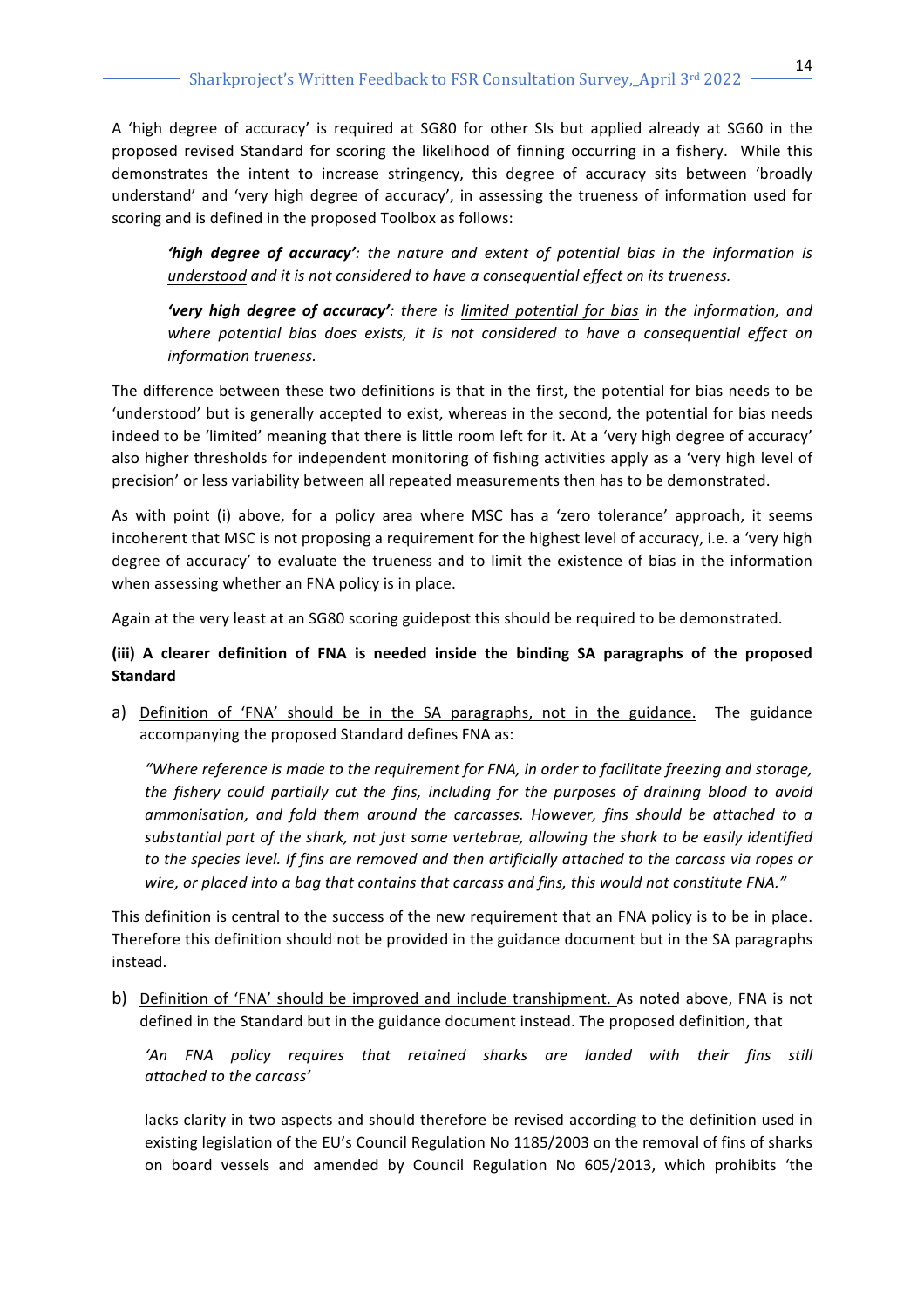A 'high degree of accuracy' is required at SG80 for other SIs but applied already at SG60 in the proposed revised Standard for scoring the likelihood of finning occurring in a fishery. While this demonstrates the intent to increase stringency, this degree of accuracy sits between 'broadly understand' and 'very high degree of accuracy', in assessing the trueness of information used for scoring and is defined in the proposed Toolbox as follows:

> ***'high degree of accuracy'***: *the* <u>*nature and extent of potential bias*</u> *in the information* <u>*is understood*</u> *and it is not considered to have a consequential effect on its trueness.*
>
> ***'very high degree of accuracy'***: *there is* <u>*limited potential for bias*</u> *in the information, and where potential bias does exists, it is not considered to have a consequential effect on information trueness.*

The difference between these two definitions is that in the first, the potential for bias needs to be 'understood' but is generally accepted to exist, whereas in the second, the potential for bias needs indeed to be 'limited' meaning that there is little room left for it. At a 'very high degree of accuracy' also higher thresholds for independent monitoring of fishing activities apply as a 'very high level of precision' or less variability between all repeated measurements then has to be demonstrated.

As with point (i) above, for a policy area where MSC has a 'zero tolerance' approach, it seems incoherent that MSC is not proposing a requirement for the highest level of accuracy, i.e. a 'very high degree of accuracy' to evaluate the trueness and to limit the existence of bias in the information when assessing whether an FNA policy is in place.

Again at the very least at an SG80 scoring guidepost this should be required to be demonstrated.

**(iii) A clearer definition of FNA is needed inside the binding SA paragraphs of the proposed Standard**

a) <u>Definition of 'FNA' should be in the SA paragraphs, not in the guidance.</u> The guidance accompanying the proposed Standard defines FNA as:

> *"Where reference is made to the requirement for FNA, in order to facilitate freezing and storage, the fishery could partially cut the fins, including for the purposes of draining blood to avoid ammonisation, and fold them around the carcasses. However, fins should be attached to a substantial part of the shark, not just some vertebrae, allowing the shark to be easily identified to the species level. If fins are removed and then artificially attached to the carcass via ropes or wire, or placed into a bag that contains that carcass and fins, this would not constitute FNA."*

This definition is central to the success of the new requirement that an FNA policy is to be in place. Therefore this definition should not be provided in the guidance document but in the SA paragraphs instead.

b) <u>Definition of 'FNA' should be improved and include transhipment.</u> As noted above, FNA is not defined in the Standard but in the guidance document instead. The proposed definition, that

> *'An FNA policy requires that retained sharks are landed with their fins still attached to the carcass'*

lacks clarity in two aspects and should therefore be revised according to the definition used in existing legislation of the EU's Council Regulation No 1185/2003 on the removal of fins of sharks on board vessels and amended by Council Regulation No 605/2013, which prohibits 'the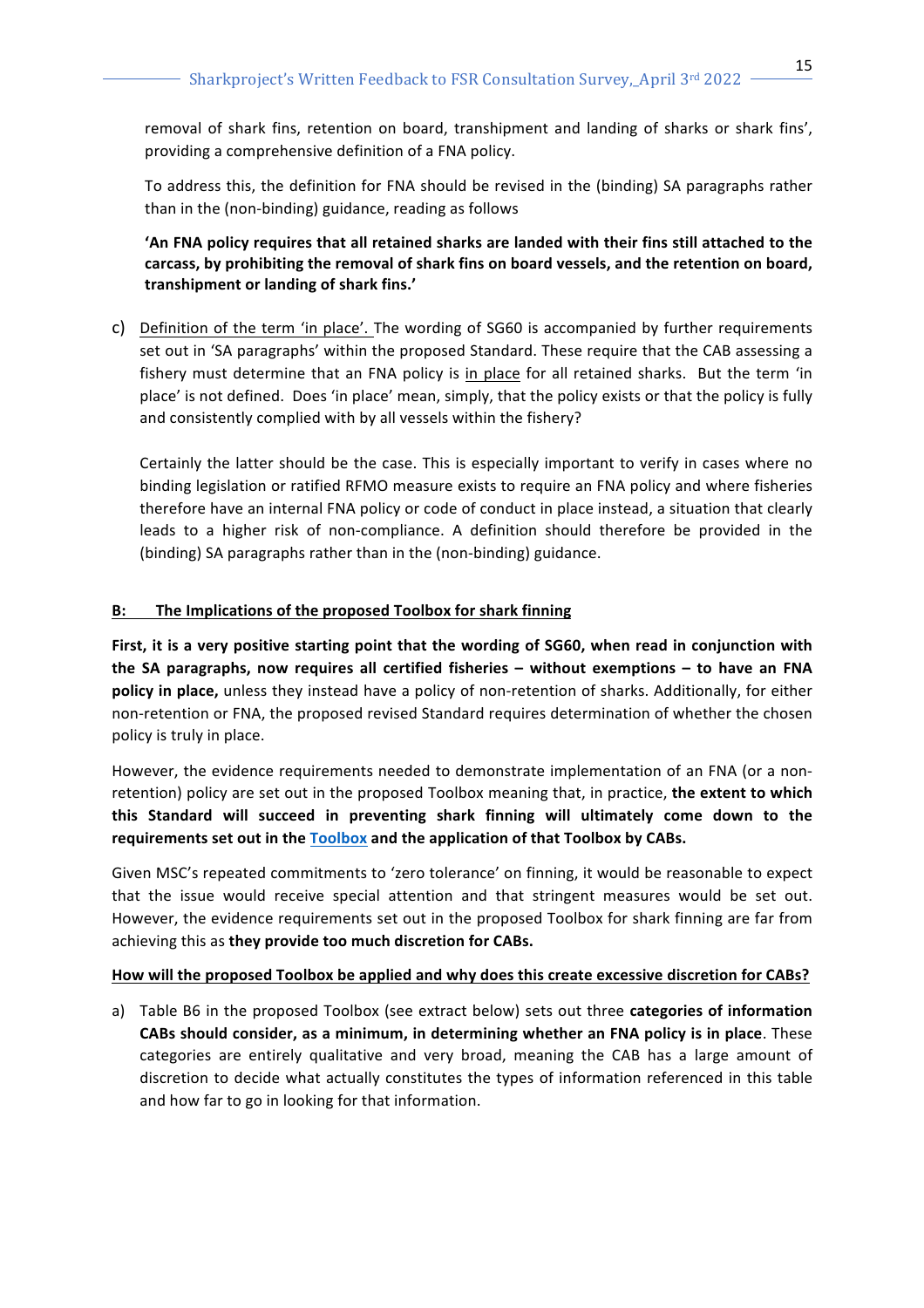removal of shark fins, retention on board, transhipment and landing of sharks or shark fins', providing a comprehensive definition of a FNA policy.

To address this, the definition for FNA should be revised in the (binding) SA paragraphs rather than in the (non-binding) guidance, reading as follows

**'An FNA policy requires that all retained sharks are landed with their fins still attached to the carcass, by prohibiting the removal of shark fins on board vessels, and the retention on board, transhipment or landing of shark fins.'**

c) Definition of the term 'in place'. The wording of SG60 is accompanied by further requirements set out in 'SA paragraphs' within the proposed Standard. These require that the CAB assessing a fishery must determine that an FNA policy is in place for all retained sharks. But the term 'in place' is not defined. Does 'in place' mean, simply, that the policy exists or that the policy is fully and consistently complied with by all vessels within the fishery?

   Certainly the latter should be the case. This is especially important to verify in cases where no binding legislation or ratified RFMO measure exists to require an FNA policy and where fisheries therefore have an internal FNA policy or code of conduct in place instead, a situation that clearly leads to a higher risk of non-compliance. A definition should therefore be provided in the (binding) SA paragraphs rather than in the (non-binding) guidance.

## B: The Implications of the proposed Toolbox for shark finning

**First, it is a very positive starting point that the wording of SG60, when read in conjunction with the SA paragraphs, now requires all certified fisheries – without exemptions – to have an FNA policy in place,** unless they instead have a policy of non-retention of sharks. Additionally, for either non-retention or FNA, the proposed revised Standard requires determination of whether the chosen policy is truly in place.

However, the evidence requirements needed to demonstrate implementation of an FNA (or a non-retention) policy are set out in the proposed Toolbox meaning that, in practice, **the extent to which this Standard will succeed in preventing shark finning will ultimately come down to the requirements set out in the Toolbox and the application of that Toolbox by CABs.**

Given MSC's repeated commitments to 'zero tolerance' on finning, it would be reasonable to expect that the issue would receive special attention and that stringent measures would be set out. However, the evidence requirements set out in the proposed Toolbox for shark finning are far from achieving this as **they provide too much discretion for CABs.**

### How will the proposed Toolbox be applied and why does this create excessive discretion for CABs?

a) Table B6 in the proposed Toolbox (see extract below) sets out three **categories of information CABs should consider, as a minimum, in determining whether an FNA policy is in place**. These categories are entirely qualitative and very broad, meaning the CAB has a large amount of discretion to decide what actually constitutes the types of information referenced in this table and how far to go in looking for that information.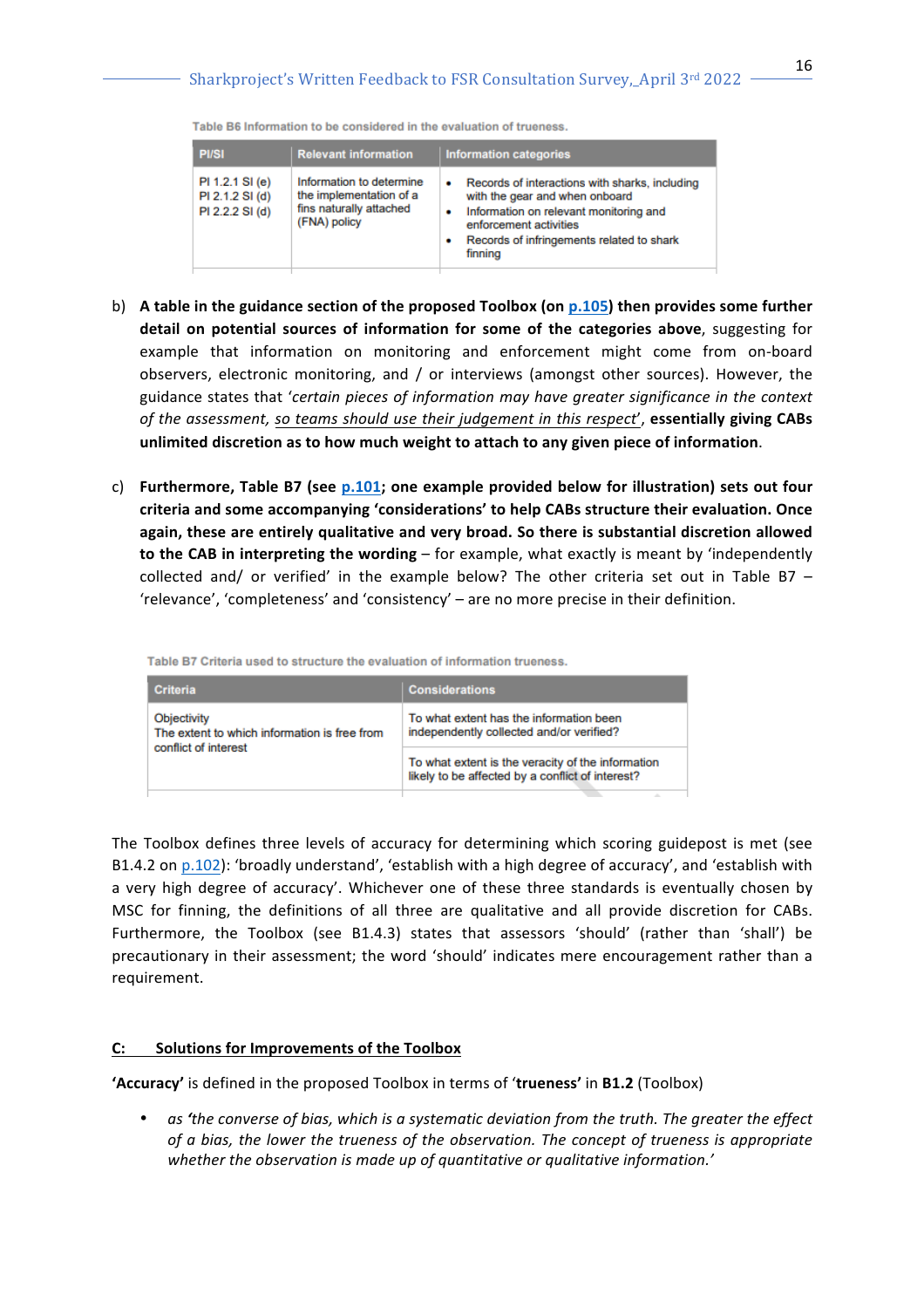Table B6 Information to be considered in the evaluation of trueness.

| PI/SI | Relevant information | Information categories |
|---|---|---|
| PI 1.2.1 SI (e)<br>PI 2.1.2 SI (d)<br>PI 2.2.2 SI (d) | Information to determine the implementation of a fins naturally attached (FNA) policy | • Records of interactions with sharks, including with the gear and when onboard<br>• Information on relevant monitoring and enforcement activities<br>• Records of infringements related to shark finning |

b) **A table in the guidance section of the proposed Toolbox (on p.105) then provides some further detail on potential sources of information for some of the categories above**, suggesting for example that information on monitoring and enforcement might come from on-board observers, electronic monitoring, and / or interviews (amongst other sources). However, the guidance states that '*certain pieces of information may have greater significance in the context of the assessment, so teams should use their judgement in this respect*', **essentially giving CABs unlimited discretion as to how much weight to attach to any given piece of information**.

c) **Furthermore, Table B7 (see p.101; one example provided below for illustration) sets out four criteria and some accompanying 'considerations' to help CABs structure their evaluation. Once again, these are entirely qualitative and very broad. So there is substantial discretion allowed to the CAB in interpreting the wording** – for example, what exactly is meant by 'independently collected and/ or verified' in the example below? The other criteria set out in Table B7 – 'relevance', 'completeness' and 'consistency' – are no more precise in their definition.

Table B7 Criteria used to structure the evaluation of information trueness.

| Criteria | Considerations |
|---|---|
| Objectivity<br>The extent to which information is free from conflict of interest | To what extent has the information been independently collected and/or verified? |
| | To what extent is the veracity of the information likely to be affected by a conflict of interest? |

The Toolbox defines three levels of accuracy for determining which scoring guidepost is met (see B1.4.2 on p.102): 'broadly understand', 'establish with a high degree of accuracy', and 'establish with a very high degree of accuracy'. Whichever one of these three standards is eventually chosen by MSC for finning, the definitions of all three are qualitative and all provide discretion for CABs. Furthermore, the Toolbox (see B1.4.3) states that assessors 'should' (rather than 'shall') be precautionary in their assessment; the word 'should' indicates mere encouragement rather than a requirement.

## C: Solutions for Improvements of the Toolbox

**'Accuracy'** is defined in the proposed Toolbox in terms of **'trueness'** in **B1.2** (Toolbox)

- *as 'the converse of bias, which is a systematic deviation from the truth. The greater the effect of a bias, the lower the trueness of the observation. The concept of trueness is appropriate whether the observation is made up of quantitative or qualitative information.'*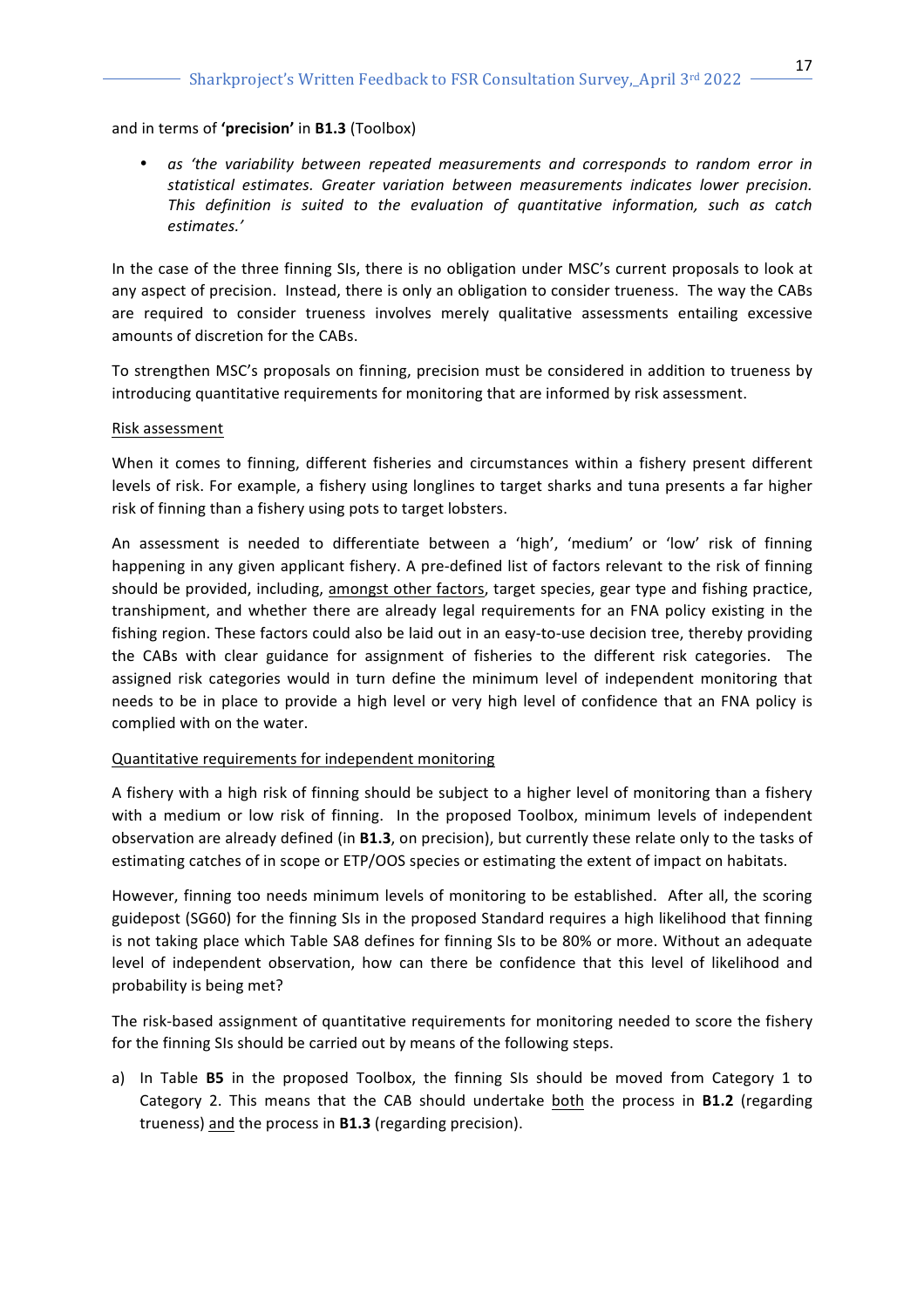and in terms of **'precision'** in **B1.3** (Toolbox)

- *as 'the variability between repeated measurements and corresponds to random error in statistical estimates. Greater variation between measurements indicates lower precision. This definition is suited to the evaluation of quantitative information, such as catch estimates.'*

In the case of the three finning SIs, there is no obligation under MSC's current proposals to look at any aspect of precision. Instead, there is only an obligation to consider trueness. The way the CABs are required to consider trueness involves merely qualitative assessments entailing excessive amounts of discretion for the CABs.

To strengthen MSC's proposals on finning, precision must be considered in addition to trueness by introducing quantitative requirements for monitoring that are informed by risk assessment.

<u>Risk assessment</u>

When it comes to finning, different fisheries and circumstances within a fishery present different levels of risk. For example, a fishery using longlines to target sharks and tuna presents a far higher risk of finning than a fishery using pots to target lobsters.

An assessment is needed to differentiate between a 'high', 'medium' or 'low' risk of finning happening in any given applicant fishery. A pre-defined list of factors relevant to the risk of finning should be provided, including, <u>amongst other factors</u>, target species, gear type and fishing practice, transhipment, and whether there are already legal requirements for an FNA policy existing in the fishing region. These factors could also be laid out in an easy-to-use decision tree, thereby providing the CABs with clear guidance for assignment of fisheries to the different risk categories. The assigned risk categories would in turn define the minimum level of independent monitoring that needs to be in place to provide a high level or very high level of confidence that an FNA policy is complied with on the water.

<u>Quantitative requirements for independent monitoring</u>

A fishery with a high risk of finning should be subject to a higher level of monitoring than a fishery with a medium or low risk of finning. In the proposed Toolbox, minimum levels of independent observation are already defined (in **B1.3**, on precision), but currently these relate only to the tasks of estimating catches of in scope or ETP/OOS species or estimating the extent of impact on habitats.

However, finning too needs minimum levels of monitoring to be established. After all, the scoring guidepost (SG60) for the finning SIs in the proposed Standard requires a high likelihood that finning is not taking place which Table SA8 defines for finning SIs to be 80% or more. Without an adequate level of independent observation, how can there be confidence that this level of likelihood and probability is being met?

The risk-based assignment of quantitative requirements for monitoring needed to score the fishery for the finning SIs should be carried out by means of the following steps.

a) In Table **B5** in the proposed Toolbox, the finning SIs should be moved from Category 1 to Category 2. This means that the CAB should undertake <u>both</u> the process in **B1.2** (regarding trueness) <u>and</u> the process in **B1.3** (regarding precision).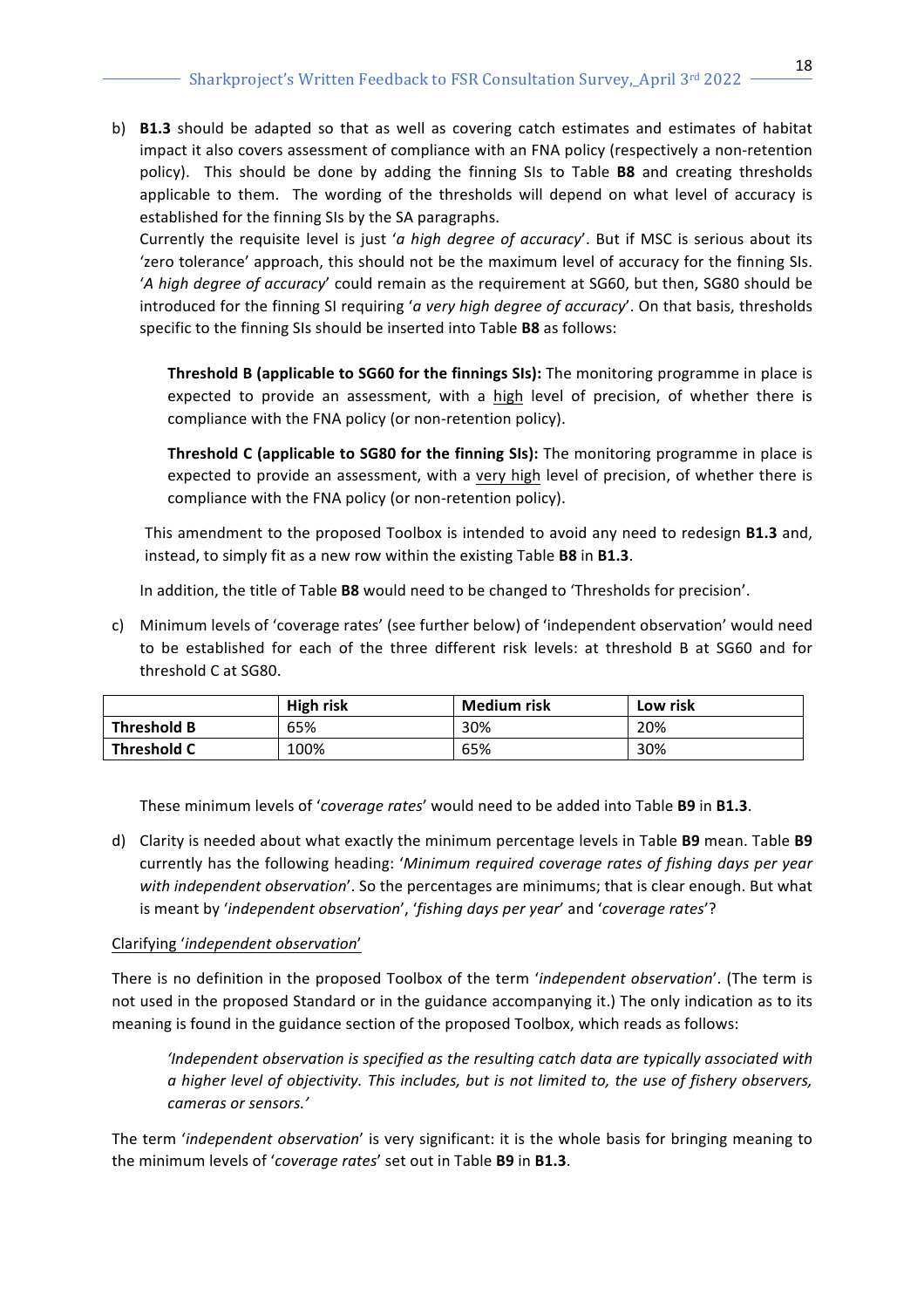b) **B1.3** should be adapted so that as well as covering catch estimates and estimates of habitat impact it also covers assessment of compliance with an FNA policy (respectively a non-retention policy). This should be done by adding the finning SIs to Table **B8** and creating thresholds applicable to them. The wording of the thresholds will depend on what level of accuracy is established for the finning SIs by the SA paragraphs.

   Currently the requisite level is just '*a high degree of accuracy*'. But if MSC is serious about its 'zero tolerance' approach, this should not be the maximum level of accuracy for the finning SIs. '*A high degree of accuracy*' could remain as the requirement at SG60, but then, SG80 should be introduced for the finning SI requiring '*a very high degree of accuracy*'. On that basis, thresholds specific to the finning SIs should be inserted into Table **B8** as follows:

   > **Threshold B (applicable to SG60 for the finnings SIs):** The monitoring programme in place is expected to provide an assessment, with a <u>high</u> level of precision, of whether there is compliance with the FNA policy (or non-retention policy).
   >
   > **Threshold C (applicable to SG80 for the finning SIs):** The monitoring programme in place is expected to provide an assessment, with a <u>very high</u> level of precision, of whether there is compliance with the FNA policy (or non-retention policy).

   This amendment to the proposed Toolbox is intended to avoid any need to redesign **B1.3** and, instead, to simply fit as a new row within the existing Table **B8** in **B1.3**.

   In addition, the title of Table **B8** would need to be changed to 'Thresholds for precision'.

c) Minimum levels of 'coverage rates' (see further below) of 'independent observation' would need to be established for each of the three different risk levels: at threshold B at SG60 and for threshold C at SG80.

|  | **High risk** | **Medium risk** | **Low risk** |
|---|---|---|---|
| **Threshold B** | 65% | 30% | 20% |
| **Threshold C** | 100% | 65% | 30% |

   These minimum levels of '*coverage rates*' would need to be added into Table **B9** in **B1.3**.

d) Clarity is needed about what exactly the minimum percentage levels in Table **B9** mean. Table **B9** currently has the following heading: '*Minimum required coverage rates of fishing days per year with independent observation*'. So the percentages are minimums; that is clear enough. But what is meant by '*independent observation*', '*fishing days per year*' and '*coverage rates*'?

<u>Clarifying '*independent observation*'</u>

There is no definition in the proposed Toolbox of the term '*independent observation*'. (The term is not used in the proposed Standard or in the guidance accompanying it.) The only indication as to its meaning is found in the guidance section of the proposed Toolbox, which reads as follows:

> *'Independent observation is specified as the resulting catch data are typically associated with a higher level of objectivity. This includes, but is not limited to, the use of fishery observers, cameras or sensors.'*

The term '*independent observation*' is very significant: it is the whole basis for bringing meaning to the minimum levels of '*coverage rates*' set out in Table **B9** in **B1.3**.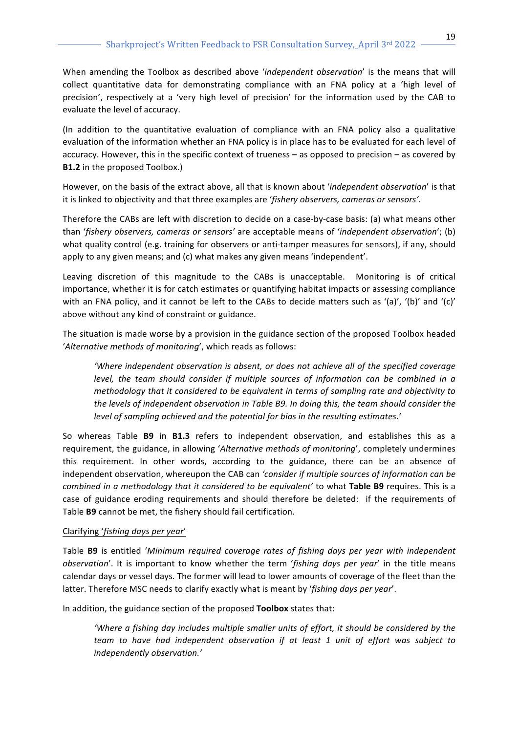When amending the Toolbox as described above '*independent observation*' is the means that will collect quantitative data for demonstrating compliance with an FNA policy at a 'high level of precision', respectively at a 'very high level of precision' for the information used by the CAB to evaluate the level of accuracy.

(In addition to the quantitative evaluation of compliance with an FNA policy also a qualitative evaluation of the information whether an FNA policy is in place has to be evaluated for each level of accuracy. However, this in the specific context of trueness – as opposed to precision – as covered by **B1.2** in the proposed Toolbox.)

However, on the basis of the extract above, all that is known about '*independent observation*' is that it is linked to objectivity and that three examples are '*fishery observers, cameras or sensors'*.

Therefore the CABs are left with discretion to decide on a case-by-case basis: (a) what means other than '*fishery observers, cameras or sensors'* are acceptable means of '*independent observation*'; (b) what quality control (e.g. training for observers or anti-tamper measures for sensors), if any, should apply to any given means; and (c) what makes any given means 'independent'.

Leaving discretion of this magnitude to the CABs is unacceptable. Monitoring is of critical importance, whether it is for catch estimates or quantifying habitat impacts or assessing compliance with an FNA policy, and it cannot be left to the CABs to decide matters such as '(a)', '(b)' and '(c)' above without any kind of constraint or guidance.

The situation is made worse by a provision in the guidance section of the proposed Toolbox headed '*Alternative methods of monitoring*', which reads as follows:

> *'Where independent observation is absent, or does not achieve all of the specified coverage level, the team should consider if multiple sources of information can be combined in a methodology that it considered to be equivalent in terms of sampling rate and objectivity to the levels of independent observation in Table B9. In doing this, the team should consider the level of sampling achieved and the potential for bias in the resulting estimates.'*

So whereas Table **B9** in **B1.3** refers to independent observation, and establishes this as a requirement, the guidance, in allowing '*Alternative methods of monitoring*', completely undermines this requirement. In other words, according to the guidance, there can be an absence of independent observation, whereupon the CAB can *'consider if multiple sources of information can be combined in a methodology that it considered to be equivalent'* to what **Table B9** requires. This is a case of guidance eroding requirements and should therefore be deleted: if the requirements of Table **B9** cannot be met, the fishery should fail certification.

Clarifying '*fishing days per year*'

Table **B9** is entitled '*Minimum required coverage rates of fishing days per year with independent observation*'. It is important to know whether the term '*fishing days per year*' in the title means calendar days or vessel days. The former will lead to lower amounts of coverage of the fleet than the latter. Therefore MSC needs to clarify exactly what is meant by '*fishing days per year*'.

In addition, the guidance section of the proposed **Toolbox** states that:

> *'Where a fishing day includes multiple smaller units of effort, it should be considered by the team to have had independent observation if at least 1 unit of effort was subject to independently observation.'*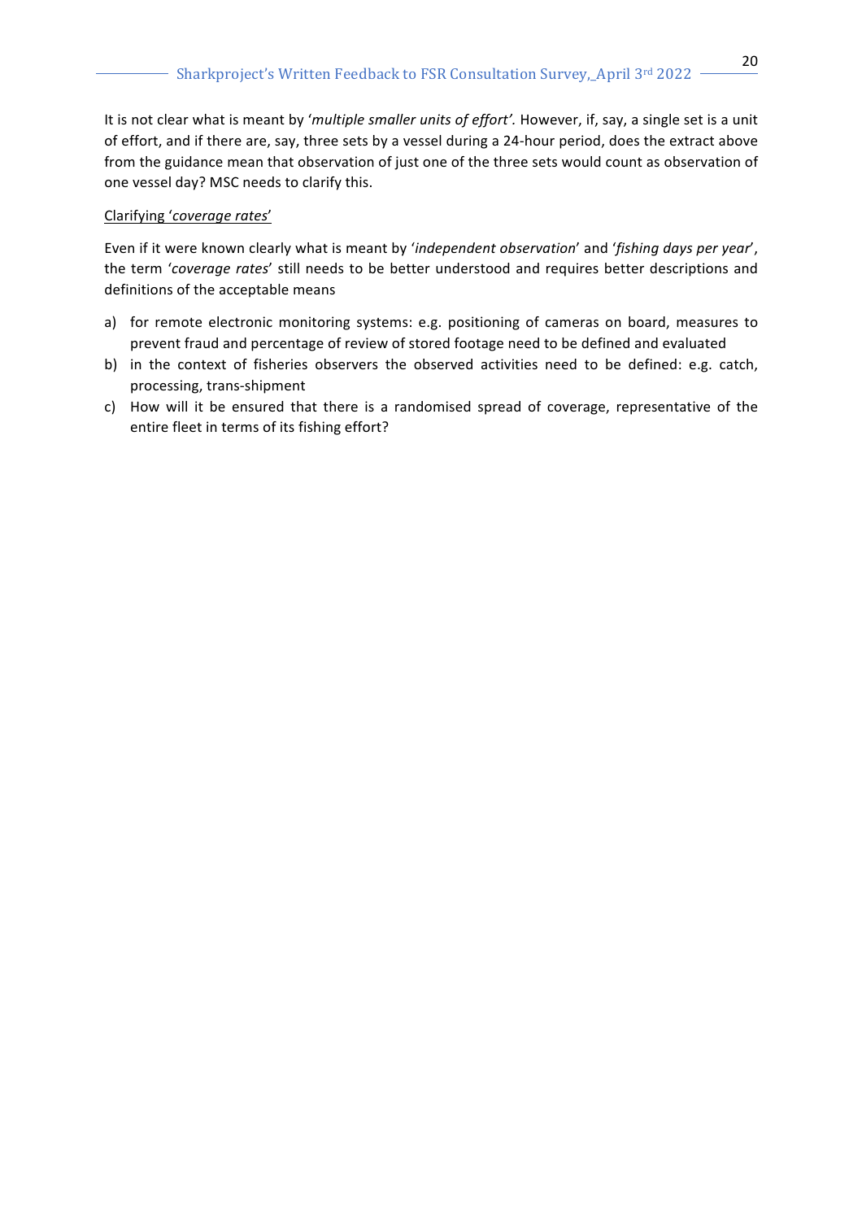It is not clear what is meant by '*multiple smaller units of effort'.* However, if, say, a single set is a unit of effort, and if there are, say, three sets by a vessel during a 24-hour period, does the extract above from the guidance mean that observation of just one of the three sets would count as observation of one vessel day? MSC needs to clarify this.

<u>Clarifying '*coverage rates*'</u>

Even if it were known clearly what is meant by '*independent observation*' and '*fishing days per year*', the term '*coverage rates*' still needs to be better understood and requires better descriptions and definitions of the acceptable means

a) for remote electronic monitoring systems: e.g. positioning of cameras on board, measures to prevent fraud and percentage of review of stored footage need to be defined and evaluated
b) in the context of fisheries observers the observed activities need to be defined: e.g. catch, processing, trans-shipment
c) How will it be ensured that there is a randomised spread of coverage, representative of the entire fleet in terms of its fishing effort?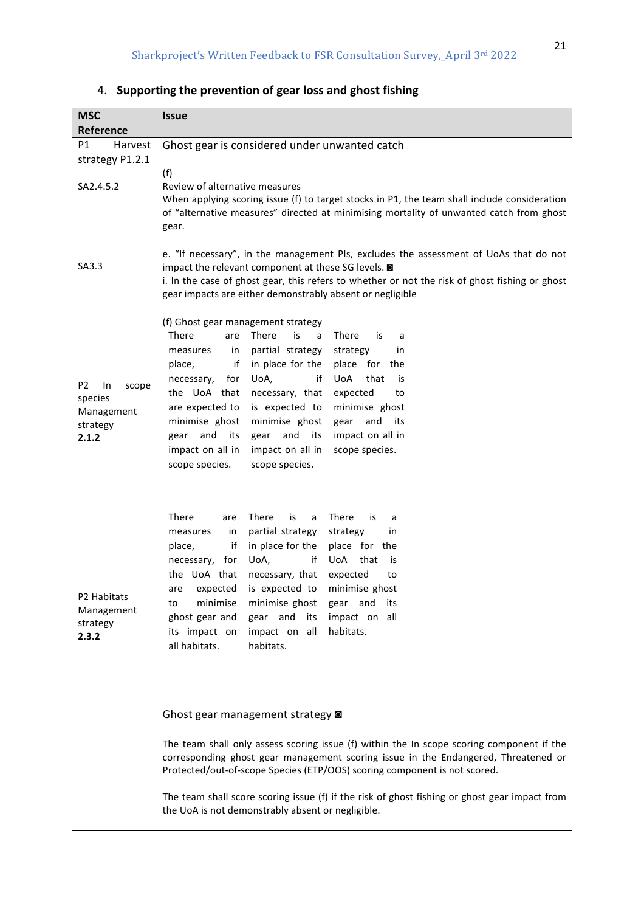## 4. Supporting the prevention of gear loss and ghost fishing

| MSC Reference | Issue | | |
|---|---|---|---|
| P1 Harvest strategy P1.2.1<br><br>SA2.4.5.2 | Ghost gear is considered under unwanted catch<br><br>(f)<br>Review of alternative measures<br>When applying scoring issue (f) to target stocks in P1, the team shall include consideration of "alternative measures" directed at minimising mortality of unwanted catch from ghost gear. | | |
| SA3.3 | e. "If necessary", in the management PIs, excludes the assessment of UoAs that do not impact the relevant component at these SG levels. ◙<br>i. In the case of ghost gear, this refers to whether or not the risk of ghost fishing or ghost gear impacts are either demonstrably absent or negligible | | |
| P2 In scope species Management strategy **2.1.2** | (f) Ghost gear management strategy<br>There are measures in place, if necessary, for the UoA that are expected to minimise ghost gear and its impact on all in scope species. | There is a partial strategy in place for the UoA, if necessary, that is expected to minimise ghost gear and its impact on all in scope species. | There is a strategy in place for the UoA that is expected to minimise ghost gear and its impact on all in scope species. |
| P2 Habitats Management strategy **2.3.2** | There are measures in place, if necessary, for the UoA that are expected to minimise ghost gear and its impact on all habitats. | There is a partial strategy in place for the UoA, if necessary, that is expected to minimise ghost gear and its impact on all habitats. | There is a strategy in place for the UoA that is expected to minimise ghost gear and its impact on all habitats. |
| | Ghost gear management strategy ◙<br><br>The team shall only assess scoring issue (f) within the In scope scoring component if the corresponding ghost gear management scoring issue in the Endangered, Threatened or Protected/out-of-scope Species (ETP/OOS) scoring component is not scored.<br><br>The team shall score scoring issue (f) if the risk of ghost fishing or ghost gear impact from the UoA is not demonstrably absent or negligible. | | |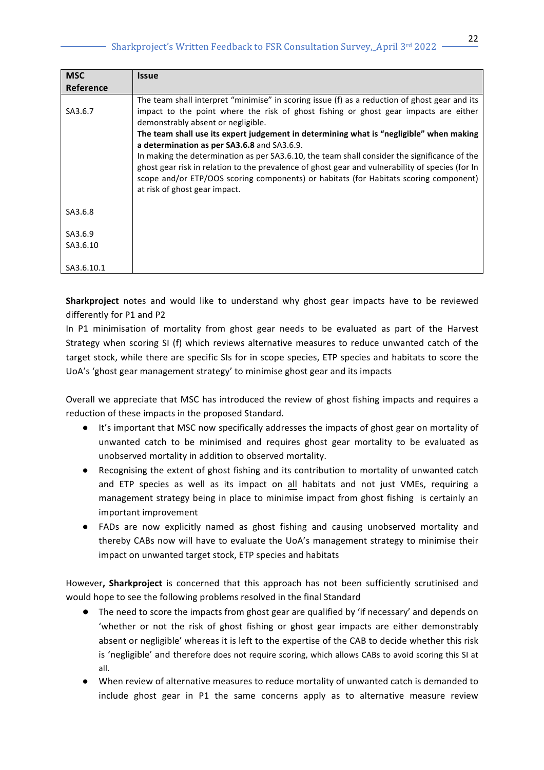| MSC Reference | Issue |
|---|---|
| SA3.6.7<br><br><br><br><br><br><br><br>SA3.6.8<br><br>SA3.6.9<br>SA3.6.10<br><br>SA3.6.10.1 | The team shall interpret "minimise" in scoring issue (f) as a reduction of ghost gear and its impact to the point where the risk of ghost fishing or ghost gear impacts are either demonstrably absent or negligible.<br>**The team shall use its expert judgement in determining what is "negligible" when making a determination as per SA3.6.8** and SA3.6.9.<br>In making the determination as per SA3.6.10, the team shall consider the significance of the ghost gear risk in relation to the prevalence of ghost gear and vulnerability of species (for In scope and/or ETP/OOS scoring components) or habitats (for Habitats scoring component) at risk of ghost gear impact. |

**Sharkproject** notes and would like to understand why ghost gear impacts have to be reviewed differently for P1 and P2

In P1 minimisation of mortality from ghost gear needs to be evaluated as part of the Harvest Strategy when scoring SI (f) which reviews alternative measures to reduce unwanted catch of the target stock, while there are specific SIs for in scope species, ETP species and habitats to score the UoA's 'ghost gear management strategy' to minimise ghost gear and its impacts

Overall we appreciate that MSC has introduced the review of ghost fishing impacts and requires a reduction of these impacts in the proposed Standard.

- It's important that MSC now specifically addresses the impacts of ghost gear on mortality of unwanted catch to be minimised and requires ghost gear mortality to be evaluated as unobserved mortality in addition to observed mortality.
- Recognising the extent of ghost fishing and its contribution to mortality of unwanted catch and ETP species as well as its impact on all habitats and not just VMEs, requiring a management strategy being in place to minimise impact from ghost fishing is certainly an important improvement
- FADs are now explicitly named as ghost fishing and causing unobserved mortality and thereby CABs now will have to evaluate the UoA's management strategy to minimise their impact on unwanted target stock, ETP species and habitats

However**, Sharkproject** is concerned that this approach has not been sufficiently scrutinised and would hope to see the following problems resolved in the final Standard

- The need to score the impacts from ghost gear are qualified by 'if necessary' and depends on 'whether or not the risk of ghost fishing or ghost gear impacts are either demonstrably absent or negligible' whereas it is left to the expertise of the CAB to decide whether this risk is 'negligible' and therefore does not require scoring, which allows CABs to avoid scoring this SI at all.
- When review of alternative measures to reduce mortality of unwanted catch is demanded to include ghost gear in P1 the same concerns apply as to alternative measure review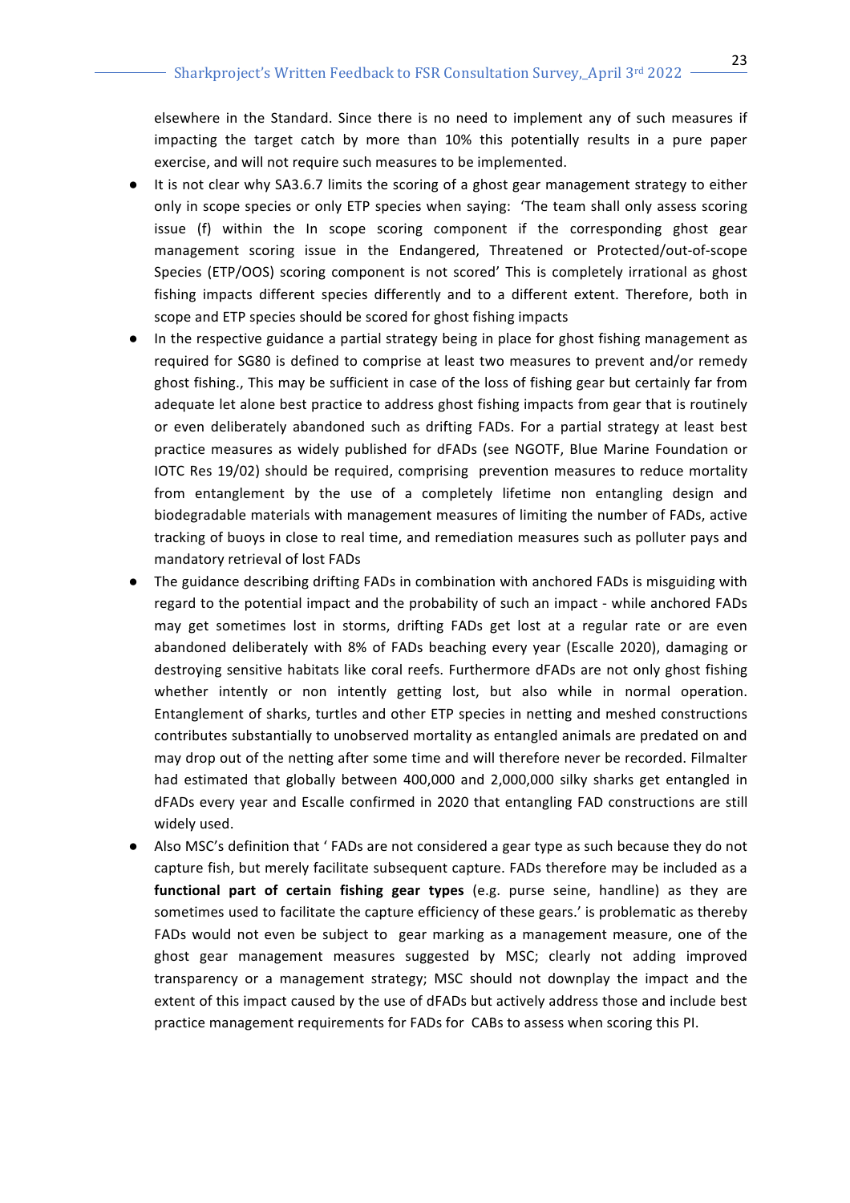elsewhere in the Standard. Since there is no need to implement any of such measures if impacting the target catch by more than 10% this potentially results in a pure paper exercise, and will not require such measures to be implemented.

- It is not clear why SA3.6.7 limits the scoring of a ghost gear management strategy to either only in scope species or only ETP species when saying: 'The team shall only assess scoring issue (f) within the In scope scoring component if the corresponding ghost gear management scoring issue in the Endangered, Threatened or Protected/out-of-scope Species (ETP/OOS) scoring component is not scored' This is completely irrational as ghost fishing impacts different species differently and to a different extent. Therefore, both in scope and ETP species should be scored for ghost fishing impacts
- In the respective guidance a partial strategy being in place for ghost fishing management as required for SG80 is defined to comprise at least two measures to prevent and/or remedy ghost fishing., This may be sufficient in case of the loss of fishing gear but certainly far from adequate let alone best practice to address ghost fishing impacts from gear that is routinely or even deliberately abandoned such as drifting FADs. For a partial strategy at least best practice measures as widely published for dFADs (see NGOTF, Blue Marine Foundation or IOTC Res 19/02) should be required, comprising prevention measures to reduce mortality from entanglement by the use of a completely lifetime non entangling design and biodegradable materials with management measures of limiting the number of FADs, active tracking of buoys in close to real time, and remediation measures such as polluter pays and mandatory retrieval of lost FADs
- The guidance describing drifting FADs in combination with anchored FADs is misguiding with regard to the potential impact and the probability of such an impact - while anchored FADs may get sometimes lost in storms, drifting FADs get lost at a regular rate or are even abandoned deliberately with 8% of FADs beaching every year (Escalle 2020), damaging or destroying sensitive habitats like coral reefs. Furthermore dFADs are not only ghost fishing whether intently or non intently getting lost, but also while in normal operation. Entanglement of sharks, turtles and other ETP species in netting and meshed constructions contributes substantially to unobserved mortality as entangled animals are predated on and may drop out of the netting after some time and will therefore never be recorded. Filmalter had estimated that globally between 400,000 and 2,000,000 silky sharks get entangled in dFADs every year and Escalle confirmed in 2020 that entangling FAD constructions are still widely used.
- Also MSC's definition that ' FADs are not considered a gear type as such because they do not capture fish, but merely facilitate subsequent capture. FADs therefore may be included as a **functional part of certain fishing gear types** (e.g. purse seine, handline) as they are sometimes used to facilitate the capture efficiency of these gears.' is problematic as thereby FADs would not even be subject to gear marking as a management measure, one of the ghost gear management measures suggested by MSC; clearly not adding improved transparency or a management strategy; MSC should not downplay the impact and the extent of this impact caused by the use of dFADs but actively address those and include best practice management requirements for FADs for CABs to assess when scoring this PI.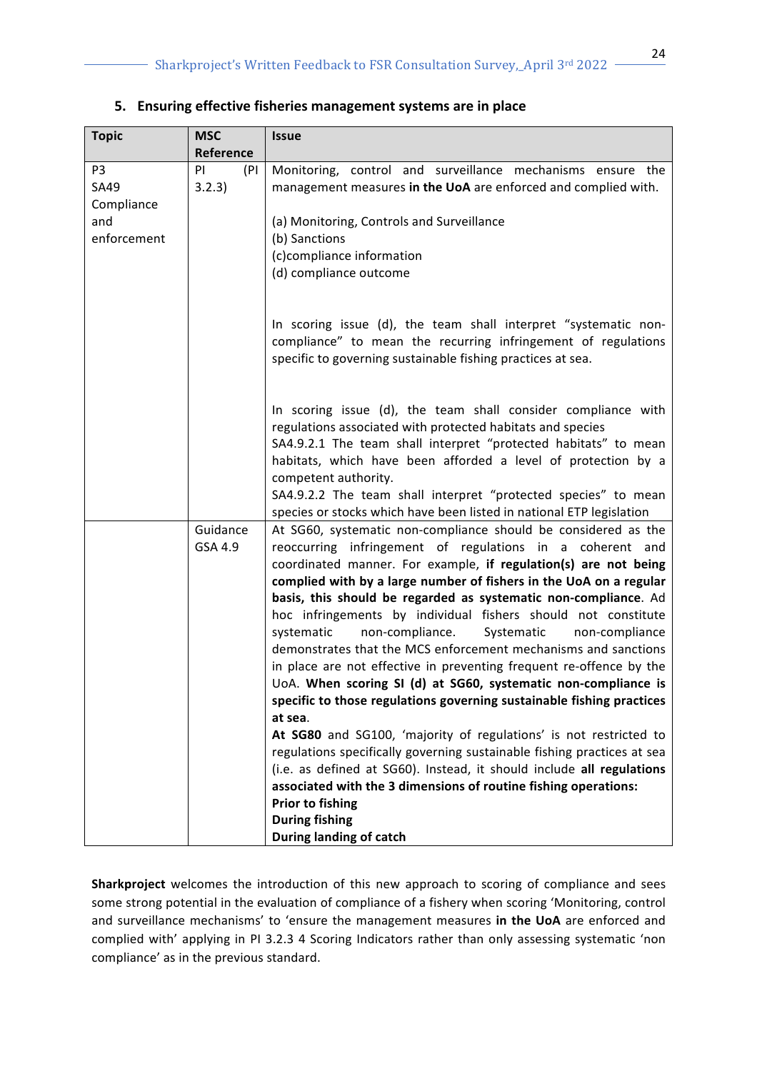### 5. Ensuring effective fisheries management systems are in place

| Topic | MSC Reference | Issue |
|---|---|---|
| P3 SA49 Compliance and enforcement | PI (PI 3.2.3) | Monitoring, control and surveillance mechanisms ensure the management measures **in the UoA** are enforced and complied with.<br><br>(a) Monitoring, Controls and Surveillance<br>(b) Sanctions<br>(c)compliance information<br>(d) compliance outcome<br><br>In scoring issue (d), the team shall interpret "systematic non-compliance" to mean the recurring infringement of regulations specific to governing sustainable fishing practices at sea.<br><br>In scoring issue (d), the team shall consider compliance with regulations associated with protected habitats and species<br>SA4.9.2.1 The team shall interpret "protected habitats" to mean habitats, which have been afforded a level of protection by a competent authority.<br>SA4.9.2.2 The team shall interpret "protected species" to mean species or stocks which have been listed in national ETP legislation |
| | Guidance GSA 4.9 | At SG60, systematic non-compliance should be considered as the reoccurring infringement of regulations in a coherent and coordinated manner. For example, **if regulation(s) are not being complied with by a large number of fishers in the UoA on a regular basis, this should be regarded as systematic non-compliance**. Ad hoc infringements by individual fishers should not constitute systematic non-compliance. Systematic non-compliance demonstrates that the MCS enforcement mechanisms and sanctions in place are not effective in preventing frequent re-offence by the UoA. **When scoring SI (d) at SG60, systematic non-compliance is specific to those regulations governing sustainable fishing practices at sea**.<br>**At SG80** and SG100, 'majority of regulations' is not restricted to regulations specifically governing sustainable fishing practices at sea (i.e. as defined at SG60). Instead, it should include **all regulations associated with the 3 dimensions of routine fishing operations:**<br>**Prior to fishing**<br>**During fishing**<br>**During landing of catch** |

**Sharkproject** welcomes the introduction of this new approach to scoring of compliance and sees some strong potential in the evaluation of compliance of a fishery when scoring 'Monitoring, control and surveillance mechanisms' to 'ensure the management measures **in the UoA** are enforced and complied with' applying in PI 3.2.3 4 Scoring Indicators rather than only assessing systematic 'non compliance' as in the previous standard.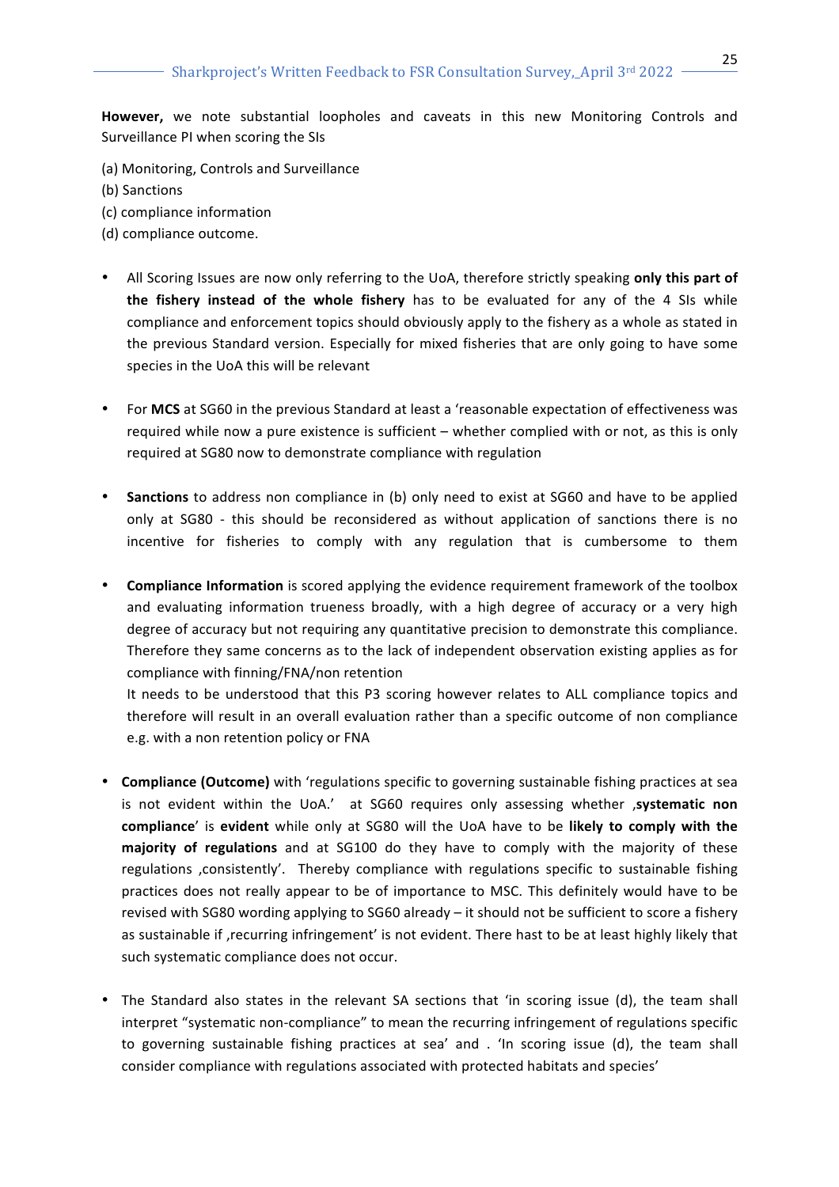**However,** we note substantial loopholes and caveats in this new Monitoring Controls and Surveillance PI when scoring the SIs

(a) Monitoring, Controls and Surveillance
(b) Sanctions
(c) compliance information
(d) compliance outcome.

- All Scoring Issues are now only referring to the UoA, therefore strictly speaking **only this part of the fishery instead of the whole fishery** has to be evaluated for any of the 4 SIs while compliance and enforcement topics should obviously apply to the fishery as a whole as stated in the previous Standard version. Especially for mixed fisheries that are only going to have some species in the UoA this will be relevant

- For **MCS** at SG60 in the previous Standard at least a 'reasonable expectation of effectiveness was required while now a pure existence is sufficient – whether complied with or not, as this is only required at SG80 now to demonstrate compliance with regulation

- **Sanctions** to address non compliance in (b) only need to exist at SG60 and have to be applied only at SG80 - this should be reconsidered as without application of sanctions there is no incentive for fisheries to comply with any regulation that is cumbersome to them

- **Compliance Information** is scored applying the evidence requirement framework of the toolbox and evaluating information trueness broadly, with a high degree of accuracy or a very high degree of accuracy but not requiring any quantitative precision to demonstrate this compliance. Therefore they same concerns as to the lack of independent observation existing applies as for compliance with finning/FNA/non retention
  It needs to be understood that this P3 scoring however relates to ALL compliance topics and therefore will result in an overall evaluation rather than a specific outcome of non compliance e.g. with a non retention policy or FNA

- **Compliance (Outcome)** with 'regulations specific to governing sustainable fishing practices at sea is not evident within the UoA.' at SG60 requires only assessing whether ‚**systematic non compliance**' is **evident** while only at SG80 will the UoA have to be **likely to comply with the majority of regulations** and at SG100 do they have to comply with the majority of these regulations ‚consistently'. Thereby compliance with regulations specific to sustainable fishing practices does not really appear to be of importance to MSC. This definitely would have to be revised with SG80 wording applying to SG60 already – it should not be sufficient to score a fishery as sustainable if ‚recurring infringement' is not evident. There hast to be at least highly likely that such systematic compliance does not occur.

- The Standard also states in the relevant SA sections that 'in scoring issue (d), the team shall interpret "systematic non-compliance" to mean the recurring infringement of regulations specific to governing sustainable fishing practices at sea' and . 'In scoring issue (d), the team shall consider compliance with regulations associated with protected habitats and species'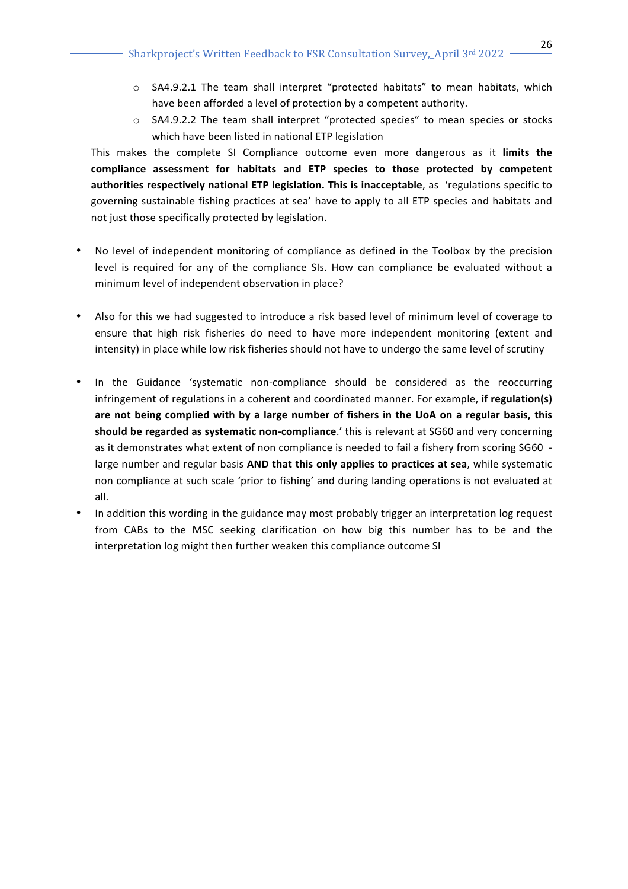- SA4.9.2.1 The team shall interpret "protected habitats" to mean habitats, which have been afforded a level of protection by a competent authority.
- SA4.9.2.2 The team shall interpret "protected species" to mean species or stocks which have been listed in national ETP legislation

This makes the complete SI Compliance outcome even more dangerous as it **limits the compliance assessment for habitats and ETP species to those protected by competent authorities respectively national ETP legislation. This is inacceptable**, as 'regulations specific to governing sustainable fishing practices at sea' have to apply to all ETP species and habitats and not just those specifically protected by legislation.

- No level of independent monitoring of compliance as defined in the Toolbox by the precision level is required for any of the compliance SIs. How can compliance be evaluated without a minimum level of independent observation in place?

- Also for this we had suggested to introduce a risk based level of minimum level of coverage to ensure that high risk fisheries do need to have more independent monitoring (extent and intensity) in place while low risk fisheries should not have to undergo the same level of scrutiny

- In the Guidance 'systematic non-compliance should be considered as the reoccurring infringement of regulations in a coherent and coordinated manner. For example, **if regulation(s) are not being complied with by a large number of fishers in the UoA on a regular basis, this should be regarded as systematic non-compliance**.' this is relevant at SG60 and very concerning as it demonstrates what extent of non compliance is needed to fail a fishery from scoring SG60 - large number and regular basis **AND that this only applies to practices at sea**, while systematic non compliance at such scale 'prior to fishing' and during landing operations is not evaluated at all.
- In addition this wording in the guidance may most probably trigger an interpretation log request from CABs to the MSC seeking clarification on how big this number has to be and the interpretation log might then further weaken this compliance outcome SI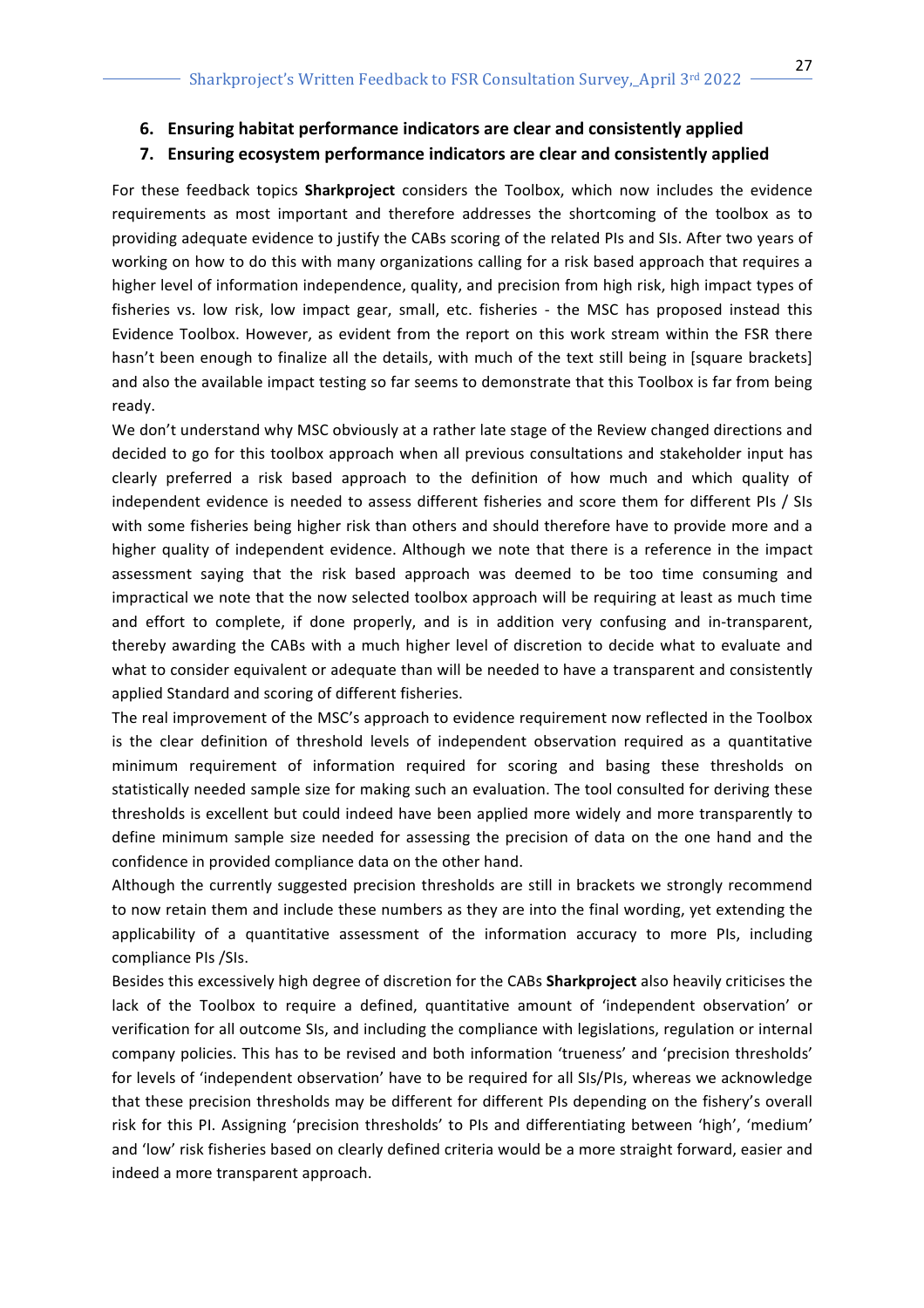6. **Ensuring habitat performance indicators are clear and consistently applied**
7. **Ensuring ecosystem performance indicators are clear and consistently applied**

For these feedback topics **Sharkproject** considers the Toolbox, which now includes the evidence requirements as most important and therefore addresses the shortcoming of the toolbox as to providing adequate evidence to justify the CABs scoring of the related PIs and SIs. After two years of working on how to do this with many organizations calling for a risk based approach that requires a higher level of information independence, quality, and precision from high risk, high impact types of fisheries vs. low risk, low impact gear, small, etc. fisheries - the MSC has proposed instead this Evidence Toolbox. However, as evident from the report on this work stream within the FSR there hasn't been enough to finalize all the details, with much of the text still being in [square brackets] and also the available impact testing so far seems to demonstrate that this Toolbox is far from being ready.

We don't understand why MSC obviously at a rather late stage of the Review changed directions and decided to go for this toolbox approach when all previous consultations and stakeholder input has clearly preferred a risk based approach to the definition of how much and which quality of independent evidence is needed to assess different fisheries and score them for different PIs / SIs with some fisheries being higher risk than others and should therefore have to provide more and a higher quality of independent evidence. Although we note that there is a reference in the impact assessment saying that the risk based approach was deemed to be too time consuming and impractical we note that the now selected toolbox approach will be requiring at least as much time and effort to complete, if done properly, and is in addition very confusing and in-transparent, thereby awarding the CABs with a much higher level of discretion to decide what to evaluate and what to consider equivalent or adequate than will be needed to have a transparent and consistently applied Standard and scoring of different fisheries.

The real improvement of the MSC's approach to evidence requirement now reflected in the Toolbox is the clear definition of threshold levels of independent observation required as a quantitative minimum requirement of information required for scoring and basing these thresholds on statistically needed sample size for making such an evaluation. The tool consulted for deriving these thresholds is excellent but could indeed have been applied more widely and more transparently to define minimum sample size needed for assessing the precision of data on the one hand and the confidence in provided compliance data on the other hand.

Although the currently suggested precision thresholds are still in brackets we strongly recommend to now retain them and include these numbers as they are into the final wording, yet extending the applicability of a quantitative assessment of the information accuracy to more PIs, including compliance PIs /SIs.

Besides this excessively high degree of discretion for the CABs **Sharkproject** also heavily criticises the lack of the Toolbox to require a defined, quantitative amount of 'independent observation' or verification for all outcome SIs, and including the compliance with legislations, regulation or internal company policies. This has to be revised and both information 'trueness' and 'precision thresholds' for levels of 'independent observation' have to be required for all SIs/PIs, whereas we acknowledge that these precision thresholds may be different for different PIs depending on the fishery's overall risk for this PI. Assigning 'precision thresholds' to PIs and differentiating between 'high', 'medium' and 'low' risk fisheries based on clearly defined criteria would be a more straight forward, easier and indeed a more transparent approach.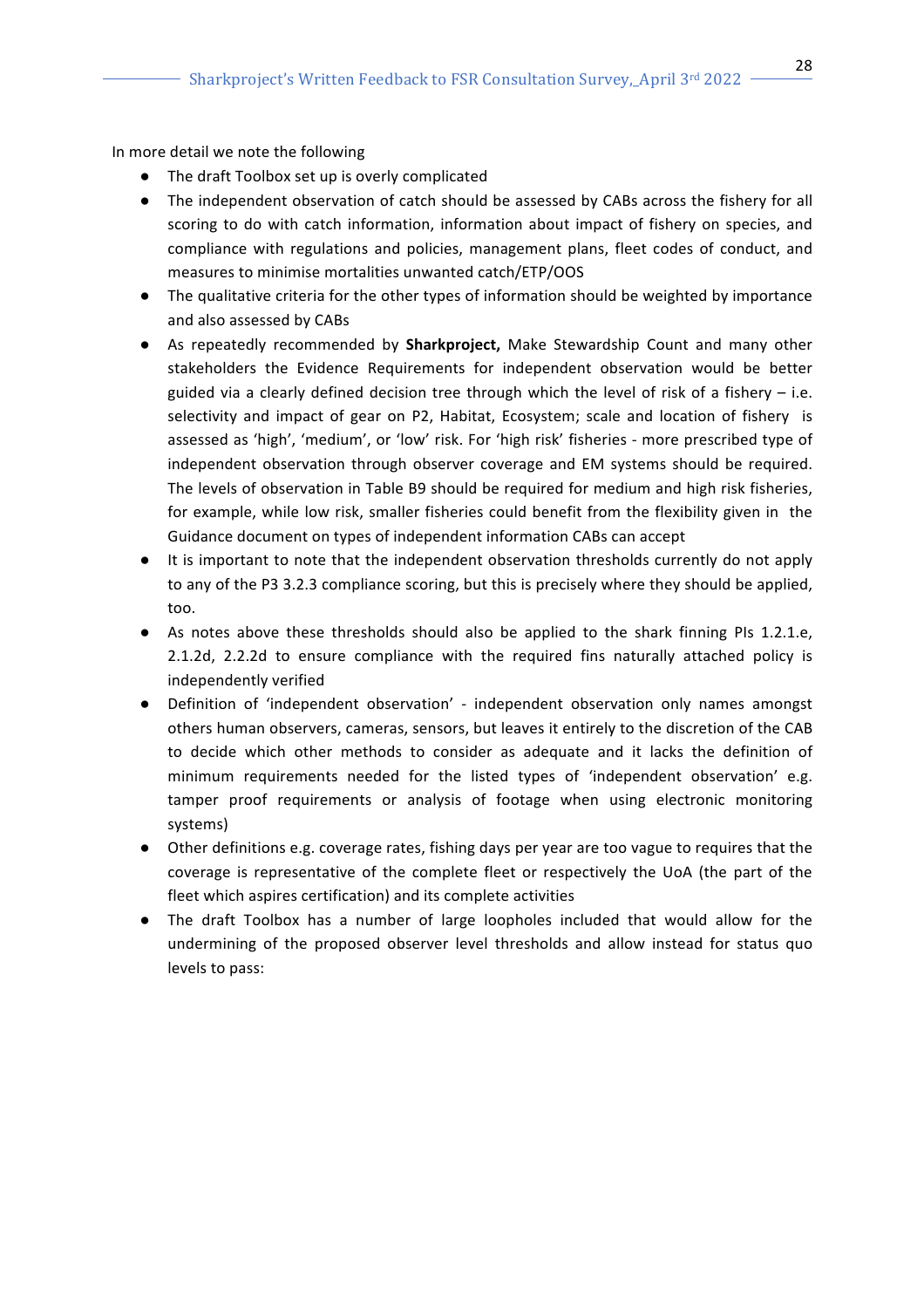In more detail we note the following

- The draft Toolbox set up is overly complicated
- The independent observation of catch should be assessed by CABs across the fishery for all scoring to do with catch information, information about impact of fishery on species, and compliance with regulations and policies, management plans, fleet codes of conduct, and measures to minimise mortalities unwanted catch/ETP/OOS
- The qualitative criteria for the other types of information should be weighted by importance and also assessed by CABs
- As repeatedly recommended by **Sharkproject,** Make Stewardship Count and many other stakeholders the Evidence Requirements for independent observation would be better guided via a clearly defined decision tree through which the level of risk of a fishery – i.e. selectivity and impact of gear on P2, Habitat, Ecosystem; scale and location of fishery is assessed as 'high', 'medium', or 'low' risk. For 'high risk' fisheries - more prescribed type of independent observation through observer coverage and EM systems should be required. The levels of observation in Table B9 should be required for medium and high risk fisheries, for example, while low risk, smaller fisheries could benefit from the flexibility given in the Guidance document on types of independent information CABs can accept
- It is important to note that the independent observation thresholds currently do not apply to any of the P3 3.2.3 compliance scoring, but this is precisely where they should be applied, too.
- As notes above these thresholds should also be applied to the shark finning PIs 1.2.1.e, 2.1.2d, 2.2.2d to ensure compliance with the required fins naturally attached policy is independently verified
- Definition of 'independent observation' - independent observation only names amongst others human observers, cameras, sensors, but leaves it entirely to the discretion of the CAB to decide which other methods to consider as adequate and it lacks the definition of minimum requirements needed for the listed types of 'independent observation' e.g. tamper proof requirements or analysis of footage when using electronic monitoring systems)
- Other definitions e.g. coverage rates, fishing days per year are too vague to requires that the coverage is representative of the complete fleet or respectively the UoA (the part of the fleet which aspires certification) and its complete activities
- The draft Toolbox has a number of large loopholes included that would allow for the undermining of the proposed observer level thresholds and allow instead for status quo levels to pass: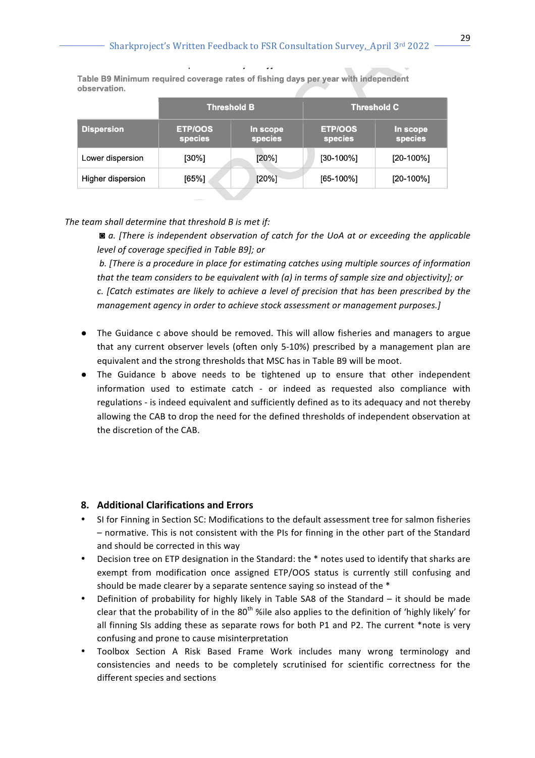Table B9 Minimum required coverage rates of fishing days per year with independent observation.

| | Threshold B | | Threshold C | |
|---|---|---|---|---|
| **Dispersion** | **ETP/OOS species** | **In scope species** | **ETP/OOS species** | **In scope species** |
| Lower dispersion | [30%] | [20%] | [30-100%] | [20-100%] |
| Higher dispersion | [65%] | [20%] | [65-100%] | [20-100%] |

*The team shall determine that threshold B is met if:*

> ◙ *a. [There is independent observation of catch for the UoA at or exceeding the applicable level of coverage specified in Table B9]; or*
>
> *b. [There is a procedure in place for estimating catches using multiple sources of information that the team considers to be equivalent with (a) in terms of sample size and objectivity]; or*
>
> *c. [Catch estimates are likely to achieve a level of precision that has been prescribed by the management agency in order to achieve stock assessment or management purposes.]*

- The Guidance c above should be removed. This will allow fisheries and managers to argue that any current observer levels (often only 5-10%) prescribed by a management plan are equivalent and the strong thresholds that MSC has in Table B9 will be moot.
- The Guidance b above needs to be tightened up to ensure that other independent information used to estimate catch - or indeed as requested also compliance with regulations - is indeed equivalent and sufficiently defined as to its adequacy and not thereby allowing the CAB to drop the need for the defined thresholds of independent observation at the discretion of the CAB.

## 8. Additional Clarifications and Errors

- SI for Finning in Section SC: Modifications to the default assessment tree for salmon fisheries – normative. This is not consistent with the PIs for finning in the other part of the Standard and should be corrected in this way
- Decision tree on ETP designation in the Standard: the * notes used to identify that sharks are exempt from modification once assigned ETP/OOS status is currently still confusing and should be made clearer by a separate sentence saying so instead of the *
- Definition of probability for highly likely in Table SA8 of the Standard – it should be made clear that the probability of in the 80th %ile also applies to the definition of 'highly likely' for all finning SIs adding these as separate rows for both P1 and P2. The current *note is very confusing and prone to cause misinterpretation
- Toolbox Section A Risk Based Frame Work includes many wrong terminology and consistencies and needs to be completely scrutinised for scientific correctness for the different species and sections